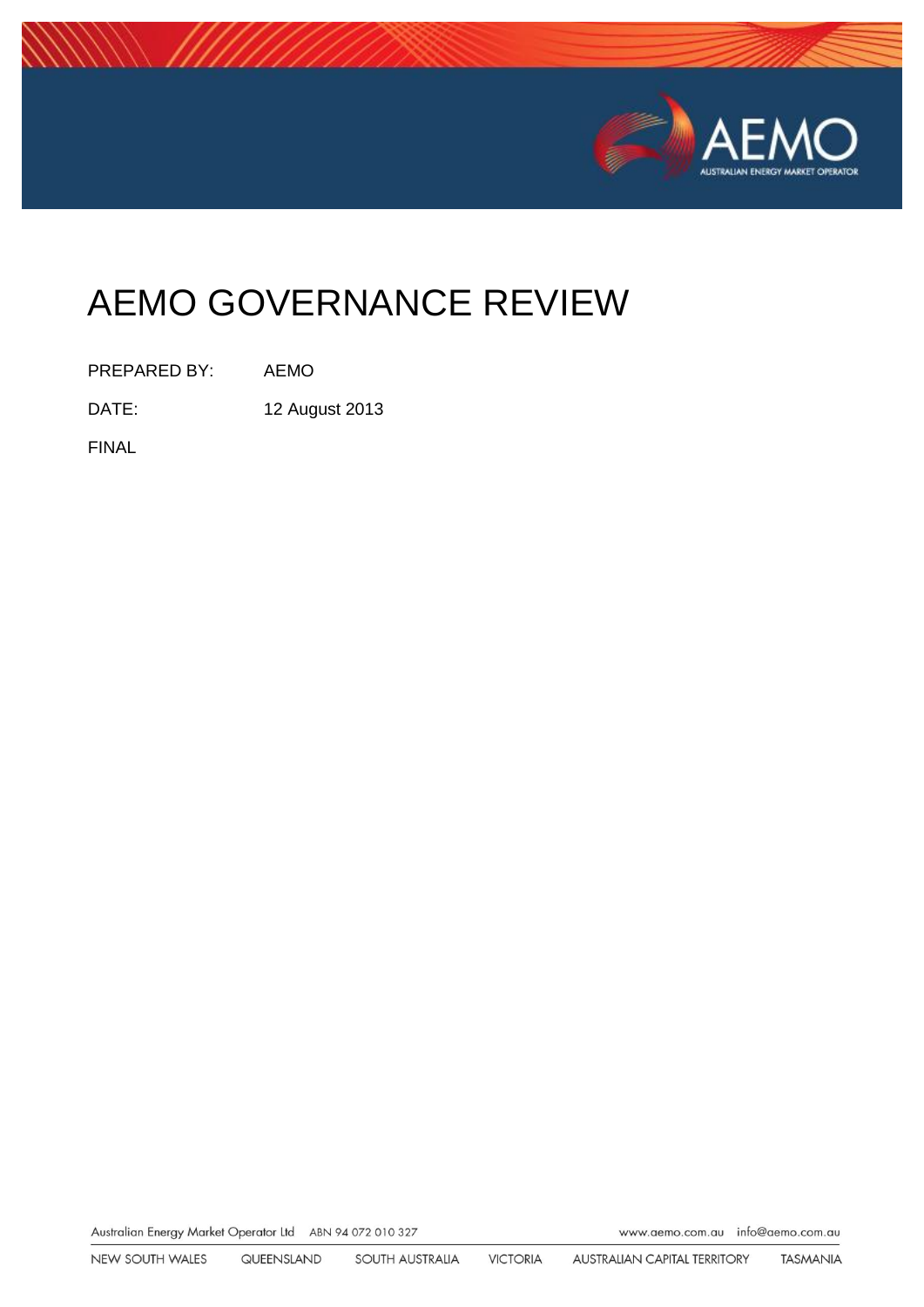# AEMO GOVERNANCE REVIEW

PREPARED BY: AEMO

DATE: 12 August 2013

FINAL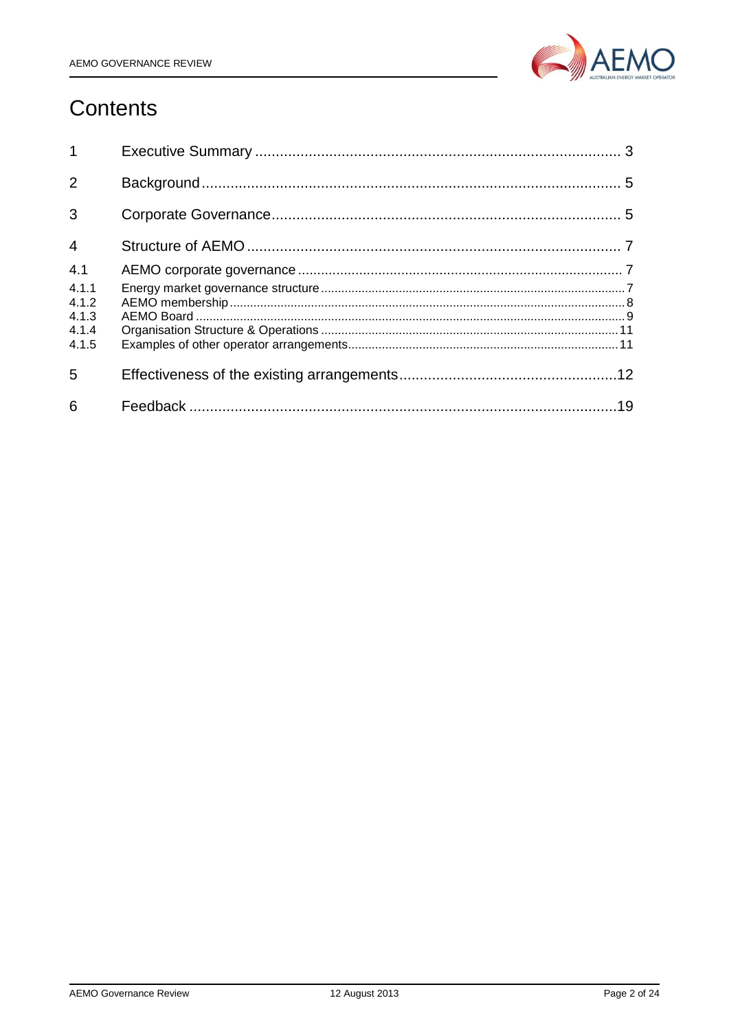# Contents

| | | |
|---|---|---|
| 1 | Executive Summary | 3 |
| 2 | Background | 5 |
| 3 | Corporate Governance | 5 |
| 4 | Structure of AEMO | 7 |
| 4.1 | AEMO corporate governance | 7 |
| 4.1.1 | Energy market governance structure | 7 |
| 4.1.2 | AEMO membership | 8 |
| 4.1.3 | AEMO Board | 9 |
| 4.1.4 | Organisation Structure & Operations | 11 |
| 4.1.5 | Examples of other operator arrangements | 11 |
| 5 | Effectiveness of the existing arrangements | 12 |
| 6 | Feedback | 19 |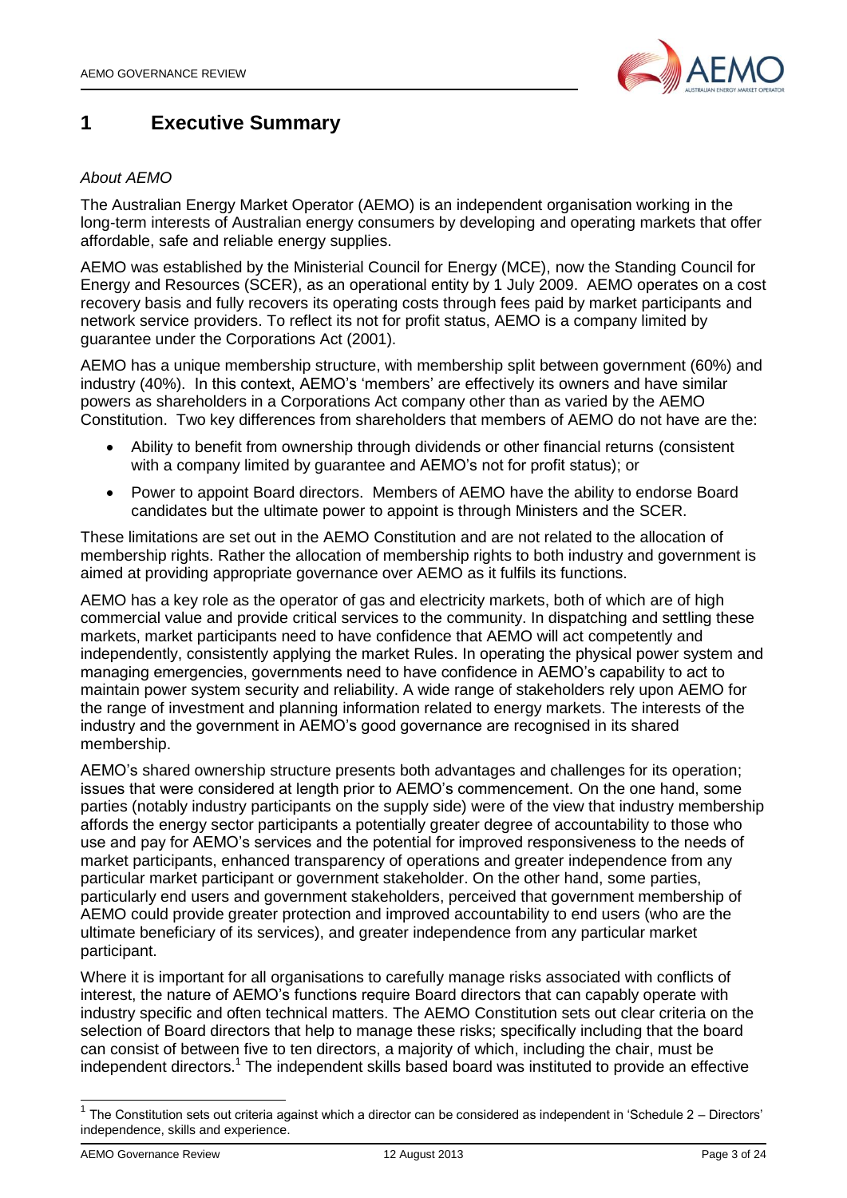# 1 Executive Summary

*About AEMO*

The Australian Energy Market Operator (AEMO) is an independent organisation working in the long-term interests of Australian energy consumers by developing and operating markets that offer affordable, safe and reliable energy supplies.

AEMO was established by the Ministerial Council for Energy (MCE), now the Standing Council for Energy and Resources (SCER), as an operational entity by 1 July 2009. AEMO operates on a cost recovery basis and fully recovers its operating costs through fees paid by market participants and network service providers. To reflect its not for profit status, AEMO is a company limited by guarantee under the Corporations Act (2001).

AEMO has a unique membership structure, with membership split between government (60%) and industry (40%). In this context, AEMO's 'members' are effectively its owners and have similar powers as shareholders in a Corporations Act company other than as varied by the AEMO Constitution. Two key differences from shareholders that members of AEMO do not have are the:

- Ability to benefit from ownership through dividends or other financial returns (consistent with a company limited by guarantee and AEMO's not for profit status); or
- Power to appoint Board directors. Members of AEMO have the ability to endorse Board candidates but the ultimate power to appoint is through Ministers and the SCER.

These limitations are set out in the AEMO Constitution and are not related to the allocation of membership rights. Rather the allocation of membership rights to both industry and government is aimed at providing appropriate governance over AEMO as it fulfils its functions.

AEMO has a key role as the operator of gas and electricity markets, both of which are of high commercial value and provide critical services to the community. In dispatching and settling these markets, market participants need to have confidence that AEMO will act competently and independently, consistently applying the market Rules. In operating the physical power system and managing emergencies, governments need to have confidence in AEMO's capability to act to maintain power system security and reliability. A wide range of stakeholders rely upon AEMO for the range of investment and planning information related to energy markets. The interests of the industry and the government in AEMO's good governance are recognised in its shared membership.

AEMO's shared ownership structure presents both advantages and challenges for its operation; issues that were considered at length prior to AEMO's commencement. On the one hand, some parties (notably industry participants on the supply side) were of the view that industry membership affords the energy sector participants a potentially greater degree of accountability to those who use and pay for AEMO's services and the potential for improved responsiveness to the needs of market participants, enhanced transparency of operations and greater independence from any particular market participant or government stakeholder. On the other hand, some parties, particularly end users and government stakeholders, perceived that government membership of AEMO could provide greater protection and improved accountability to end users (who are the ultimate beneficiary of its services), and greater independence from any particular market participant.

Where it is important for all organisations to carefully manage risks associated with conflicts of interest, the nature of AEMO's functions require Board directors that can capably operate with industry specific and often technical matters. The AEMO Constitution sets out clear criteria on the selection of Board directors that help to manage these risks; specifically including that the board can consist of between five to ten directors, a majority of which, including the chair, must be independent directors.[1] The independent skills based board was instituted to provide an effective

[1] The Constitution sets out criteria against which a director can be considered as independent in 'Schedule 2 – Directors' independence, skills and experience.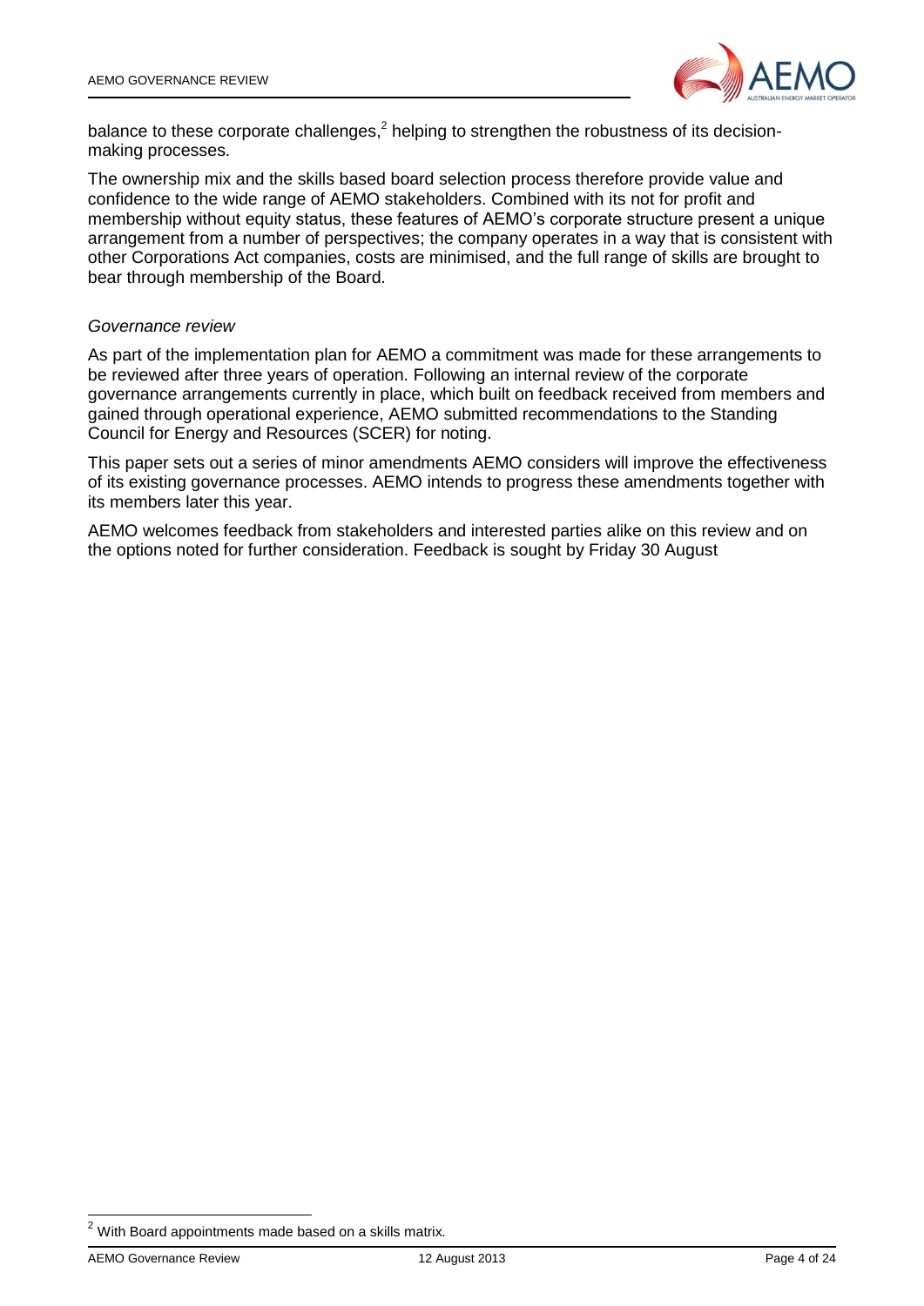balance to these corporate challenges,[2] helping to strengthen the robustness of its decision-making processes.

The ownership mix and the skills based board selection process therefore provide value and confidence to the wide range of AEMO stakeholders. Combined with its not for profit and membership without equity status, these features of AEMO's corporate structure present a unique arrangement from a number of perspectives; the company operates in a way that is consistent with other Corporations Act companies, costs are minimised, and the full range of skills are brought to bear through membership of the Board.

*Governance review*

As part of the implementation plan for AEMO a commitment was made for these arrangements to be reviewed after three years of operation. Following an internal review of the corporate governance arrangements currently in place, which built on feedback received from members and gained through operational experience, AEMO submitted recommendations to the Standing Council for Energy and Resources (SCER) for noting.

This paper sets out a series of minor amendments AEMO considers will improve the effectiveness of its existing governance processes. AEMO intends to progress these amendments together with its members later this year.

AEMO welcomes feedback from stakeholders and interested parties alike on this review and on the options noted for further consideration. Feedback is sought by Friday 30 August

[2] With Board appointments made based on a skills matrix.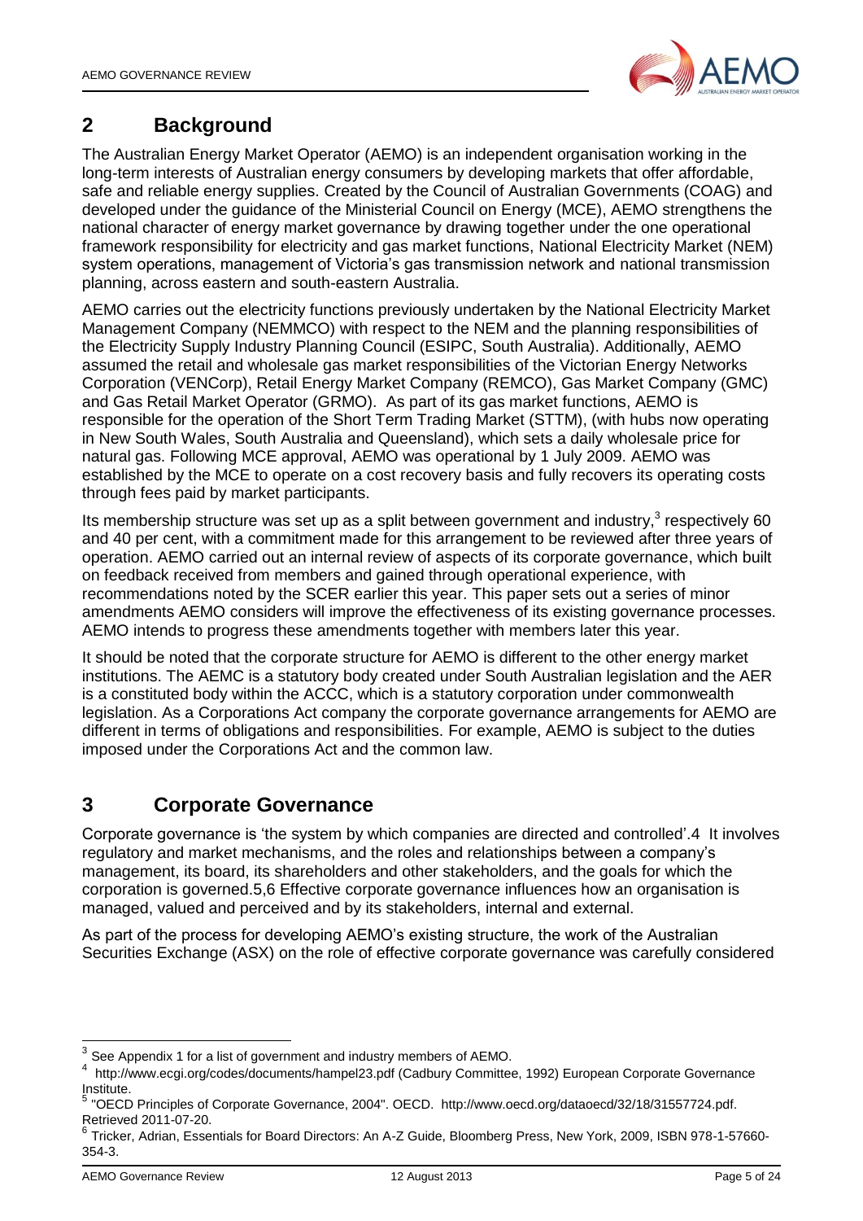## 2 Background

The Australian Energy Market Operator (AEMO) is an independent organisation working in the long-term interests of Australian energy consumers by developing markets that offer affordable, safe and reliable energy supplies. Created by the Council of Australian Governments (COAG) and developed under the guidance of the Ministerial Council on Energy (MCE), AEMO strengthens the national character of energy market governance by drawing together under the one operational framework responsibility for electricity and gas market functions, National Electricity Market (NEM) system operations, management of Victoria's gas transmission network and national transmission planning, across eastern and south-eastern Australia.

AEMO carries out the electricity functions previously undertaken by the National Electricity Market Management Company (NEMMCO) with respect to the NEM and the planning responsibilities of the Electricity Supply Industry Planning Council (ESIPC, South Australia). Additionally, AEMO assumed the retail and wholesale gas market responsibilities of the Victorian Energy Networks Corporation (VENCorp), Retail Energy Market Company (REMCO), Gas Market Company (GMC) and Gas Retail Market Operator (GRMO). As part of its gas market functions, AEMO is responsible for the operation of the Short Term Trading Market (STTM), (with hubs now operating in New South Wales, South Australia and Queensland), which sets a daily wholesale price for natural gas. Following MCE approval, AEMO was operational by 1 July 2009. AEMO was established by the MCE to operate on a cost recovery basis and fully recovers its operating costs through fees paid by market participants.

Its membership structure was set up as a split between government and industry,[3] respectively 60 and 40 per cent, with a commitment made for this arrangement to be reviewed after three years of operation. AEMO carried out an internal review of aspects of its corporate governance, which built on feedback received from members and gained through operational experience, with recommendations noted by the SCER earlier this year. This paper sets out a series of minor amendments AEMO considers will improve the effectiveness of its existing governance processes. AEMO intends to progress these amendments together with members later this year.

It should be noted that the corporate structure for AEMO is different to the other energy market institutions. The AEMC is a statutory body created under South Australian legislation and the AER is a constituted body within the ACCC, which is a statutory corporation under commonwealth legislation. As a Corporations Act company the corporate governance arrangements for AEMO are different in terms of obligations and responsibilities. For example, AEMO is subject to the duties imposed under the Corporations Act and the common law.

## 3 Corporate Governance

Corporate governance is 'the system by which companies are directed and controlled'.4 It involves regulatory and market mechanisms, and the roles and relationships between a company's management, its board, its shareholders and other stakeholders, and the goals for which the corporation is governed.5,6 Effective corporate governance influences how an organisation is managed, valued and perceived and by its stakeholders, internal and external.

As part of the process for developing AEMO's existing structure, the work of the Australian Securities Exchange (ASX) on the role of effective corporate governance was carefully considered

---

[3] See Appendix 1 for a list of government and industry members of AEMO.

[4] http://www.ecgi.org/codes/documents/hampel23.pdf (Cadbury Committee, 1992) European Corporate Governance Institute.

[5] "OECD Principles of Corporate Governance, 2004". OECD. http://www.oecd.org/dataoecd/32/18/31557724.pdf. Retrieved 2011-07-20.

[6] Tricker, Adrian, Essentials for Board Directors: An A-Z Guide, Bloomberg Press, New York, 2009, ISBN 978-1-57660-354-3.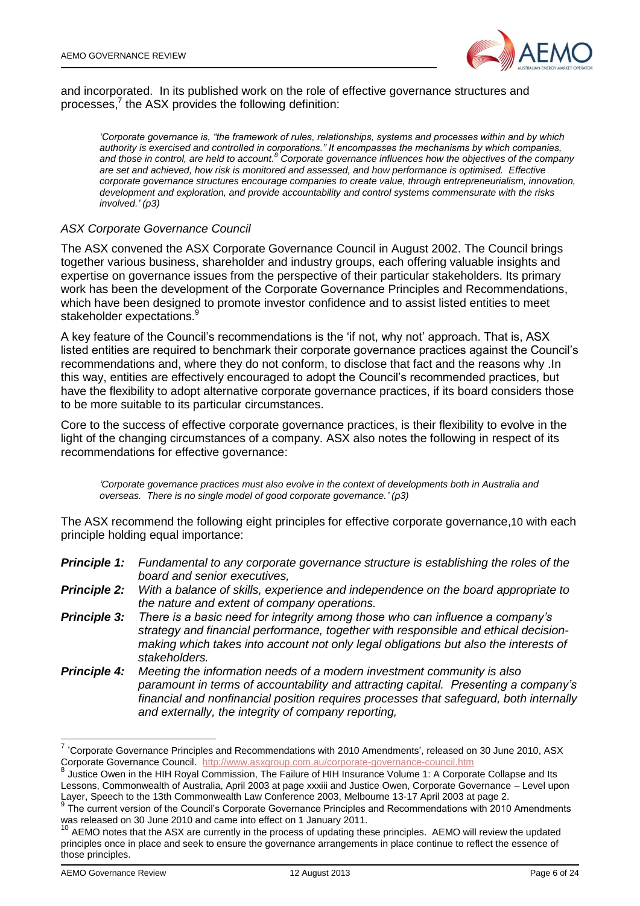and incorporated. In its published work on the role of effective governance structures and processes,[7] the ASX provides the following definition:

> *'Corporate governance is, "the framework of rules, relationships, systems and processes within and by which authority is exercised and controlled in corporations." It encompasses the mechanisms by which companies, and those in control, are held to account.[8] Corporate governance influences how the objectives of the company are set and achieved, how risk is monitored and assessed, and how performance is optimised. Effective corporate governance structures encourage companies to create value, through entrepreneurialism, innovation, development and exploration, and provide accountability and control systems commensurate with the risks involved.' (p3)*

### *ASX Corporate Governance Council*

The ASX convened the ASX Corporate Governance Council in August 2002. The Council brings together various business, shareholder and industry groups, each offering valuable insights and expertise on governance issues from the perspective of their particular stakeholders. Its primary work has been the development of the Corporate Governance Principles and Recommendations, which have been designed to promote investor confidence and to assist listed entities to meet stakeholder expectations.[9]

A key feature of the Council's recommendations is the 'if not, why not' approach. That is, ASX listed entities are required to benchmark their corporate governance practices against the Council's recommendations and, where they do not conform, to disclose that fact and the reasons why .In this way, entities are effectively encouraged to adopt the Council's recommended practices, but have the flexibility to adopt alternative corporate governance practices, if its board considers those to be more suitable to its particular circumstances.

Core to the success of effective corporate governance practices, is their flexibility to evolve in the light of the changing circumstances of a company. ASX also notes the following in respect of its recommendations for effective governance:

> *'Corporate governance practices must also evolve in the context of developments both in Australia and overseas. There is no single model of good corporate governance.' (p3)*

The ASX recommend the following eight principles for effective corporate governance,[10] with each principle holding equal importance:

- ***Principle 1:*** *Fundamental to any corporate governance structure is establishing the roles of the board and senior executives,*
- ***Principle 2:*** *With a balance of skills, experience and independence on the board appropriate to the nature and extent of company operations.*
- ***Principle 3:*** *There is a basic need for integrity among those who can influence a company's strategy and financial performance, together with responsible and ethical decision-making which takes into account not only legal obligations but also the interests of stakeholders.*
- ***Principle 4:*** *Meeting the information needs of a modern investment community is also paramount in terms of accountability and attracting capital. Presenting a company's financial and nonfinancial position requires processes that safeguard, both internally and externally, the integrity of company reporting,*

---

[7] 'Corporate Governance Principles and Recommendations with 2010 Amendments', released on 30 June 2010, ASX Corporate Governance Council. http://www.asxgroup.com.au/corporate-governance-council.htm

[8] Justice Owen in the HIH Royal Commission, The Failure of HIH Insurance Volume 1: A Corporate Collapse and Its Lessons, Commonwealth of Australia, April 2003 at page xxxiii and Justice Owen, Corporate Governance – Level upon Layer, Speech to the 13th Commonwealth Law Conference 2003, Melbourne 13-17 April 2003 at page 2.

[9] The current version of the Council's Corporate Governance Principles and Recommendations with 2010 Amendments was released on 30 June 2010 and came into effect on 1 January 2011.

[10] AEMO notes that the ASX are currently in the process of updating these principles. AEMO will review the updated principles once in place and seek to ensure the governance arrangements in place continue to reflect the essence of those principles.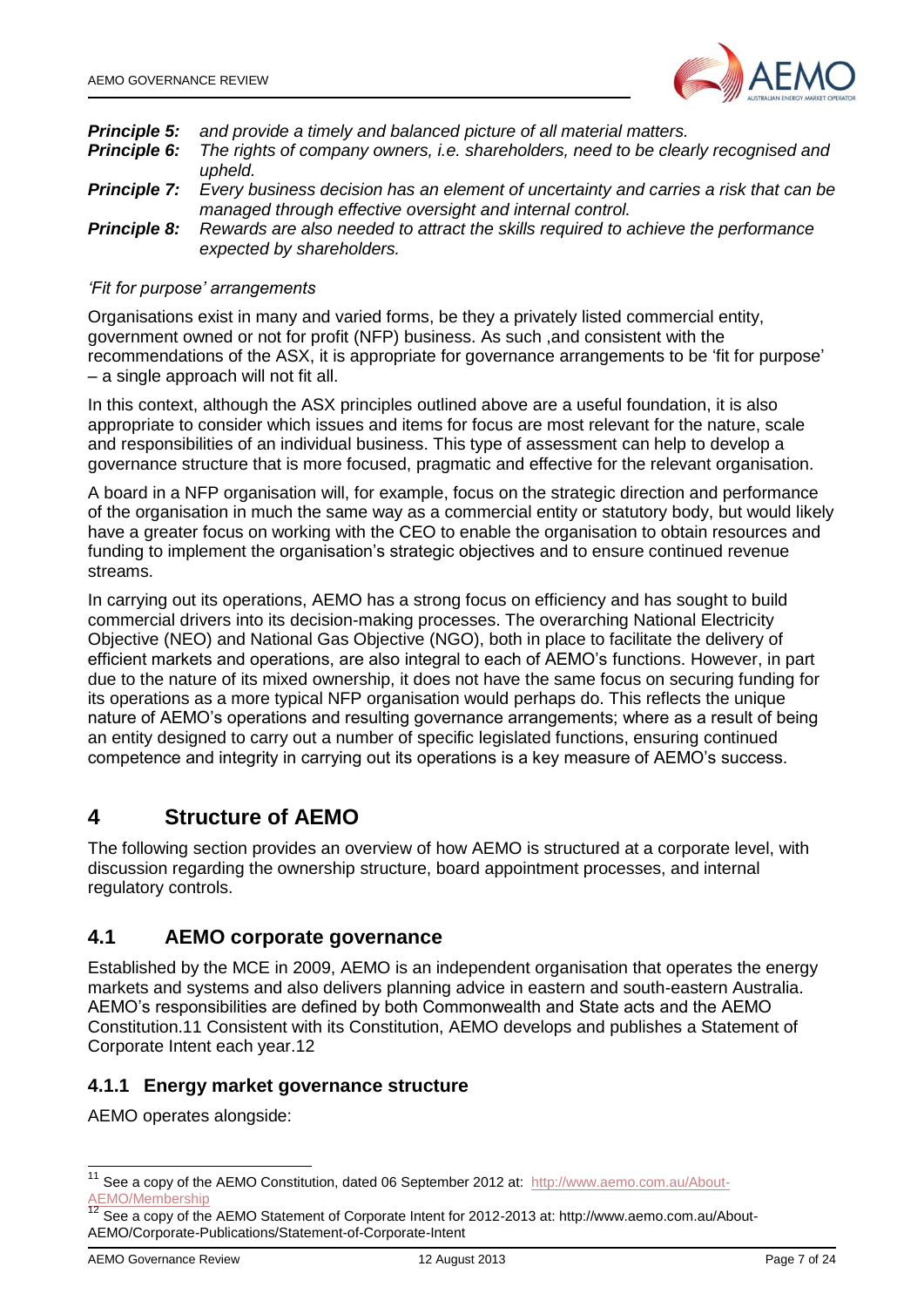***Principle 5:*** *and provide a timely and balanced picture of all material matters.*

***Principle 6:*** *The rights of company owners, i.e. shareholders, need to be clearly recognised and upheld.*

***Principle 7:*** *Every business decision has an element of uncertainty and carries a risk that can be managed through effective oversight and internal control.*

***Principle 8:*** *Rewards are also needed to attract the skills required to achieve the performance expected by shareholders.*

*'Fit for purpose' arrangements*

Organisations exist in many and varied forms, be they a privately listed commercial entity, government owned or not for profit (NFP) business. As such ,and consistent with the recommendations of the ASX, it is appropriate for governance arrangements to be 'fit for purpose' – a single approach will not fit all.

In this context, although the ASX principles outlined above are a useful foundation, it is also appropriate to consider which issues and items for focus are most relevant for the nature, scale and responsibilities of an individual business. This type of assessment can help to develop a governance structure that is more focused, pragmatic and effective for the relevant organisation.

A board in a NFP organisation will, for example, focus on the strategic direction and performance of the organisation in much the same way as a commercial entity or statutory body, but would likely have a greater focus on working with the CEO to enable the organisation to obtain resources and funding to implement the organisation's strategic objectives and to ensure continued revenue streams.

In carrying out its operations, AEMO has a strong focus on efficiency and has sought to build commercial drivers into its decision-making processes. The overarching National Electricity Objective (NEO) and National Gas Objective (NGO), both in place to facilitate the delivery of efficient markets and operations, are also integral to each of AEMO's functions. However, in part due to the nature of its mixed ownership, it does not have the same focus on securing funding for its operations as a more typical NFP organisation would perhaps do. This reflects the unique nature of AEMO's operations and resulting governance arrangements; where as a result of being an entity designed to carry out a number of specific legislated functions, ensuring continued competence and integrity in carrying out its operations is a key measure of AEMO's success.

# 4 Structure of AEMO

The following section provides an overview of how AEMO is structured at a corporate level, with discussion regarding the ownership structure, board appointment processes, and internal regulatory controls.

## 4.1 AEMO corporate governance

Established by the MCE in 2009, AEMO is an independent organisation that operates the energy markets and systems and also delivers planning advice in eastern and south-eastern Australia. AEMO's responsibilities are defined by both Commonwealth and State acts and the AEMO Constitution.[11] Consistent with its Constitution, AEMO develops and publishes a Statement of Corporate Intent each year.[12]

### 4.1.1 Energy market governance structure

AEMO operates alongside:

---

[11] See a copy of the AEMO Constitution, dated 06 September 2012 at: http://www.aemo.com.au/About-AEMO/Membership

[12] See a copy of the AEMO Statement of Corporate Intent for 2012-2013 at: http://www.aemo.com.au/About-AEMO/Corporate-Publications/Statement-of-Corporate-Intent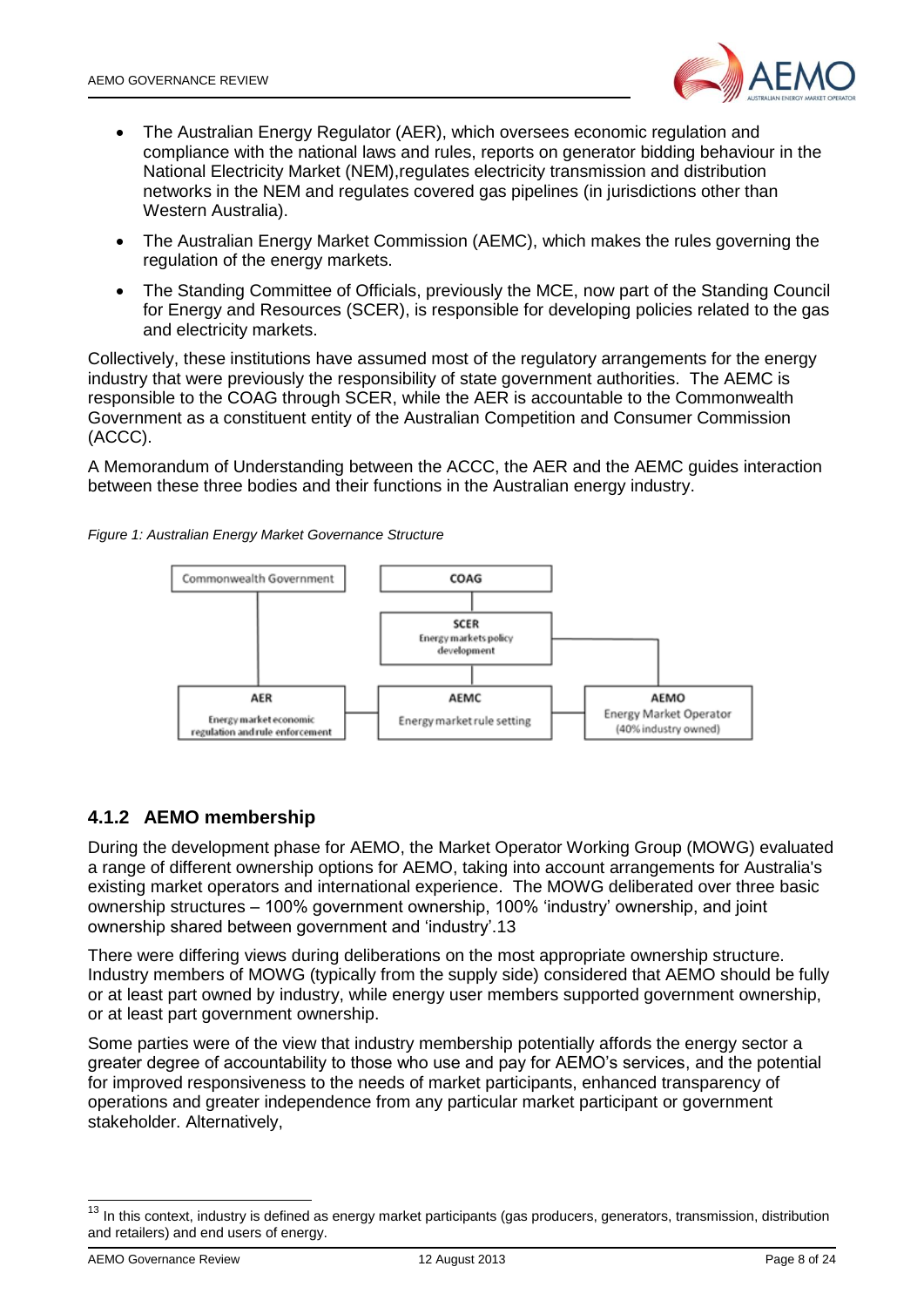- The Australian Energy Regulator (AER), which oversees economic regulation and compliance with the national laws and rules, reports on generator bidding behaviour in the National Electricity Market (NEM),regulates electricity transmission and distribution networks in the NEM and regulates covered gas pipelines (in jurisdictions other than Western Australia).
- The Australian Energy Market Commission (AEMC), which makes the rules governing the regulation of the energy markets.
- The Standing Committee of Officials, previously the MCE, now part of the Standing Council for Energy and Resources (SCER), is responsible for developing policies related to the gas and electricity markets.

Collectively, these institutions have assumed most of the regulatory arrangements for the energy industry that were previously the responsibility of state government authorities. The AEMC is responsible to the COAG through SCER, while the AER is accountable to the Commonwealth Government as a constituent entity of the Australian Competition and Consumer Commission (ACCC).

A Memorandum of Understanding between the ACCC, the AER and the AEMC guides interaction between these three bodies and their functions in the Australian energy industry.

*Figure 1: Australian Energy Market Governance Structure*

Commonwealth Government

COAG

SCER
Energy markets policy development

AER
Energy market economic regulation and rule enforcement

AEMC
Energy market rule setting

AEMO
Energy Market Operator (40% industry owned)

### 4.1.2 AEMO membership

During the development phase for AEMO, the Market Operator Working Group (MOWG) evaluated a range of different ownership options for AEMO, taking into account arrangements for Australia's existing market operators and international experience. The MOWG deliberated over three basic ownership structures – 100% government ownership, 100% 'industry' ownership, and joint ownership shared between government and 'industry'.[13]

There were differing views during deliberations on the most appropriate ownership structure. Industry members of MOWG (typically from the supply side) considered that AEMO should be fully or at least part owned by industry, while energy user members supported government ownership, or at least part government ownership.

Some parties were of the view that industry membership potentially affords the energy sector a greater degree of accountability to those who use and pay for AEMO's services, and the potential for improved responsiveness to the needs of market participants, enhanced transparency of operations and greater independence from any particular market participant or government stakeholder. Alternatively,

[13] In this context, industry is defined as energy market participants (gas producers, generators, transmission, distribution and retailers) and end users of energy.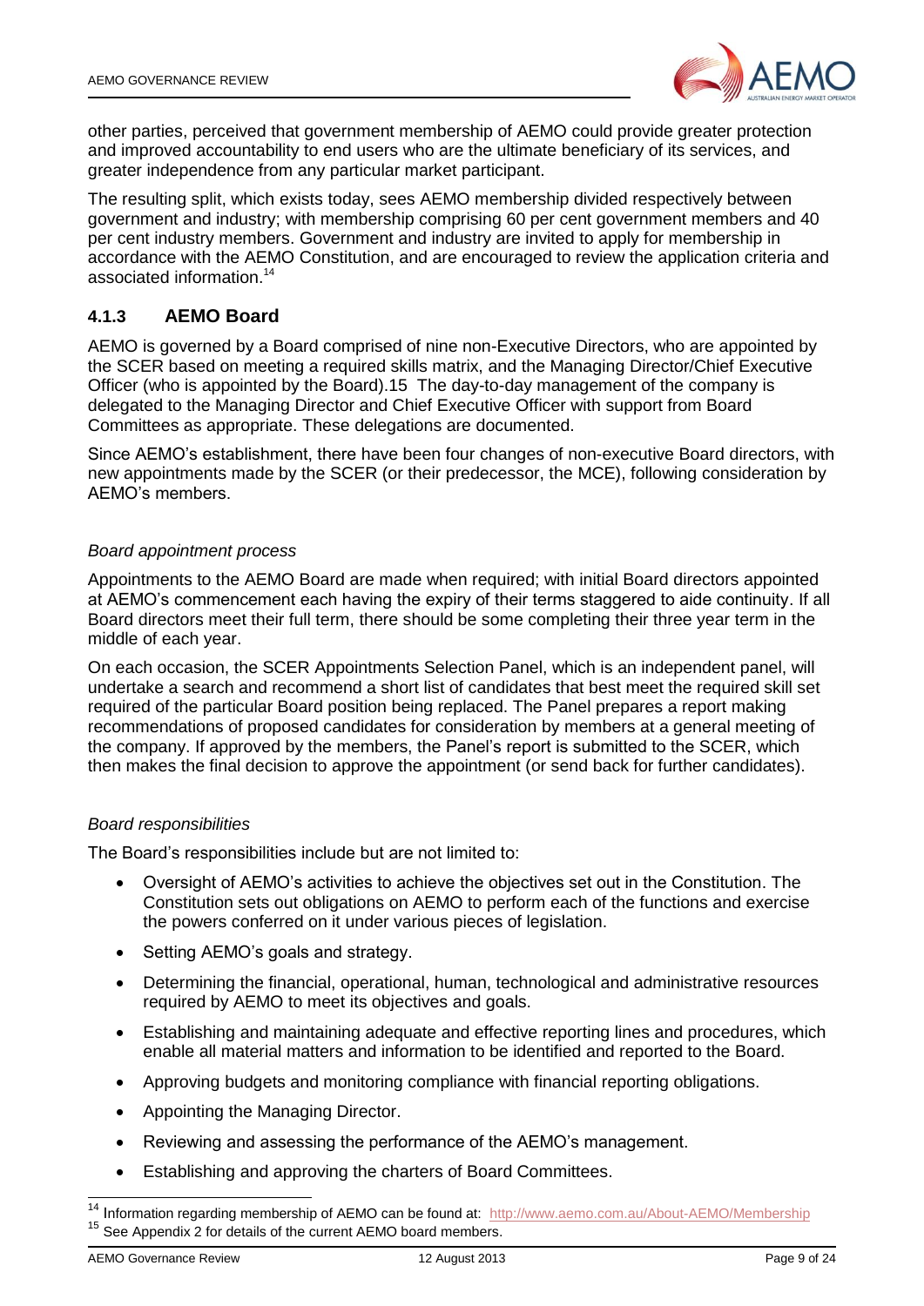other parties, perceived that government membership of AEMO could provide greater protection and improved accountability to end users who are the ultimate beneficiary of its services, and greater independence from any particular market participant.

The resulting split, which exists today, sees AEMO membership divided respectively between government and industry; with membership comprising 60 per cent government members and 40 per cent industry members. Government and industry are invited to apply for membership in accordance with the AEMO Constitution, and are encouraged to review the application criteria and associated information.[14]

### 4.1.3 AEMO Board

AEMO is governed by a Board comprised of nine non-Executive Directors, who are appointed by the SCER based on meeting a required skills matrix, and the Managing Director/Chief Executive Officer (who is appointed by the Board).15 The day-to-day management of the company is delegated to the Managing Director and Chief Executive Officer with support from Board Committees as appropriate. These delegations are documented.

Since AEMO's establishment, there have been four changes of non-executive Board directors, with new appointments made by the SCER (or their predecessor, the MCE), following consideration by AEMO's members.

*Board appointment process*

Appointments to the AEMO Board are made when required; with initial Board directors appointed at AEMO's commencement each having the expiry of their terms staggered to aide continuity. If all Board directors meet their full term, there should be some completing their three year term in the middle of each year.

On each occasion, the SCER Appointments Selection Panel, which is an independent panel, will undertake a search and recommend a short list of candidates that best meet the required skill set required of the particular Board position being replaced. The Panel prepares a report making recommendations of proposed candidates for consideration by members at a general meeting of the company. If approved by the members, the Panel's report is submitted to the SCER, which then makes the final decision to approve the appointment (or send back for further candidates).

*Board responsibilities*

The Board's responsibilities include but are not limited to:

- Oversight of AEMO's activities to achieve the objectives set out in the Constitution. The Constitution sets out obligations on AEMO to perform each of the functions and exercise the powers conferred on it under various pieces of legislation.
- Setting AEMO's goals and strategy.
- Determining the financial, operational, human, technological and administrative resources required by AEMO to meet its objectives and goals.
- Establishing and maintaining adequate and effective reporting lines and procedures, which enable all material matters and information to be identified and reported to the Board.
- Approving budgets and monitoring compliance with financial reporting obligations.
- Appointing the Managing Director.
- Reviewing and assessing the performance of the AEMO's management.
- Establishing and approving the charters of Board Committees.

[14] Information regarding membership of AEMO can be found at: http://www.aemo.com.au/About-AEMO/Membership

[15] See Appendix 2 for details of the current AEMO board members.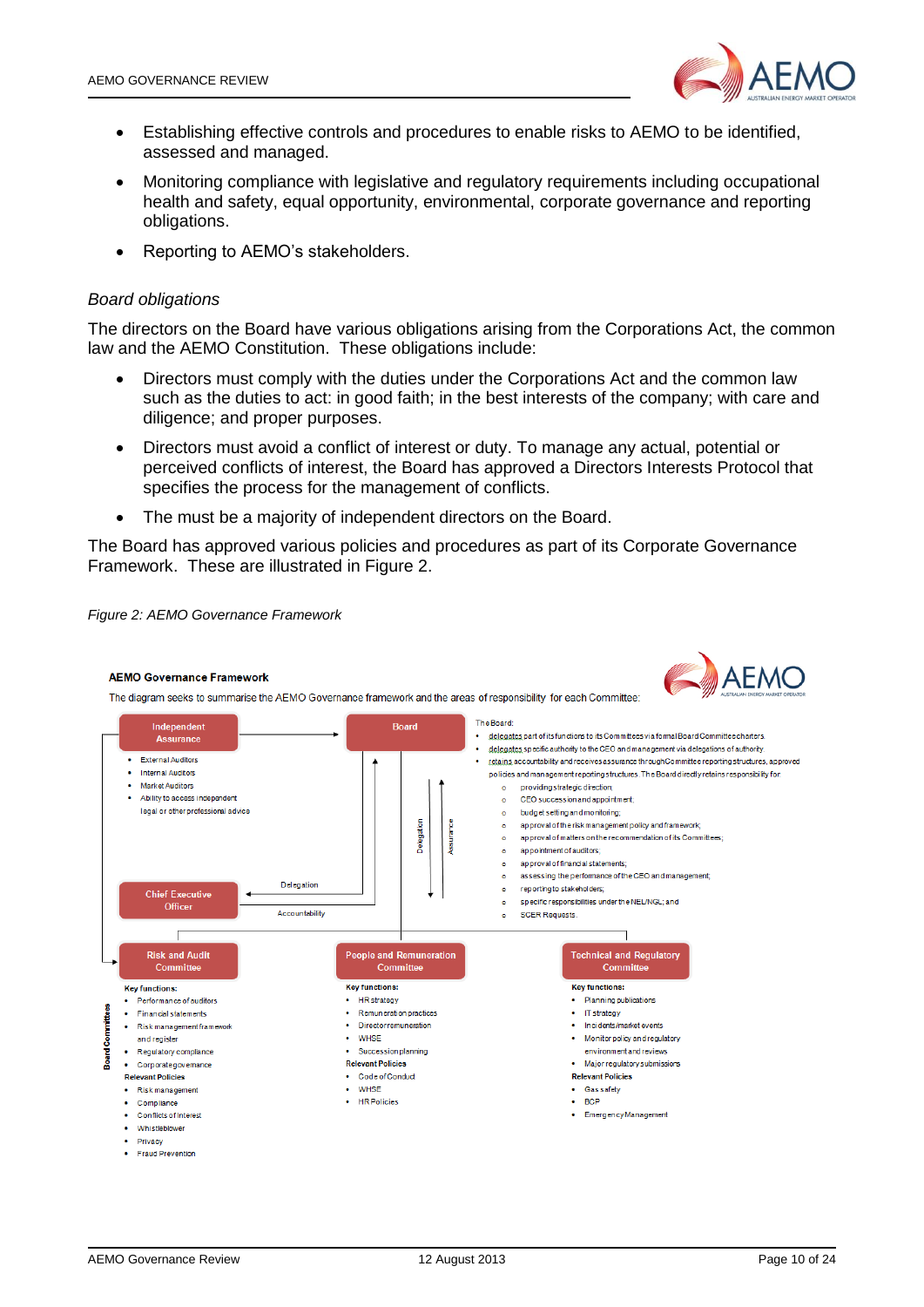- Establishing effective controls and procedures to enable risks to AEMO to be identified, assessed and managed.
- Monitoring compliance with legislative and regulatory requirements including occupational health and safety, equal opportunity, environmental, corporate governance and reporting obligations.
- Reporting to AEMO's stakeholders.

*Board obligations*

The directors on the Board have various obligations arising from the Corporations Act, the common law and the AEMO Constitution. These obligations include:

- Directors must comply with the duties under the Corporations Act and the common law such as the duties to act: in good faith; in the best interests of the company; with care and diligence; and proper purposes.
- Directors must avoid a conflict of interest or duty. To manage any actual, potential or perceived conflicts of interest, the Board has approved a Directors Interests Protocol that specifies the process for the management of conflicts.
- The must be a majority of independent directors on the Board.

The Board has approved various policies and procedures as part of its Corporate Governance Framework. These are illustrated in Figure 2.

*Figure 2: AEMO Governance Framework*

**AEMO Governance Framework**

The diagram seeks to summarise the AEMO Governance framework and the areas of responsibility for each Committee:

**Independent Assurance**

- External Auditors
- Internal Auditors
- Market Auditors
- Ability to access independent legal or other professional advice

**Board**

The Board:

- delegates part of its functions to its Committees via formal Board Committee charters.
- delegates specific authority to the CEO and management via delegations of authority.
- retains accountability and receives assurance through Committee reporting structures, approved policies and management reporting structures. The Board directly retains responsibility for:
  - providing strategic direction;
  - CEO succession and appointment;
  - budget setting and monitoring;
  - approval of the risk management policy and framework;
  - approval of matters on the recommendation of its Committees;
  - appointment of auditors;
  - approval of financial statements;
  - assessing the performance of the CEO and management;
  - reporting to stakeholders;
  - specific responsibilities under the NEL/NGL; and
  - SCER Requests.

Delegation / Assurance

**Chief Executive Officer**

Delegation / Accountability

**Board Committees**

**Risk and Audit Committee**

Key functions:

- Performance of auditors
- Financial statements
- Risk management framework and register
- Regulatory compliance
- Corporate governance

Relevant Policies

- Risk management
- Compliance
- Conflicts of interest
- Whistleblower
- Privacy
- Fraud Prevention

**People and Remuneration Committee**

Key functions:

- HR strategy
- Remuneration practices
- Director remuneration
- WHSE
- Succession planning

Relevant Policies

- Code of Conduct
- WHSE
- HR Policies

**Technical and Regulatory Committee**

Key functions:

- Planning publications
- IT strategy
- Incidents/market events
- Monitor policy and regulatory environment and reviews
- Major regulatory submissions

Relevant Policies

- Gas safety
- BCP
- Emergency Management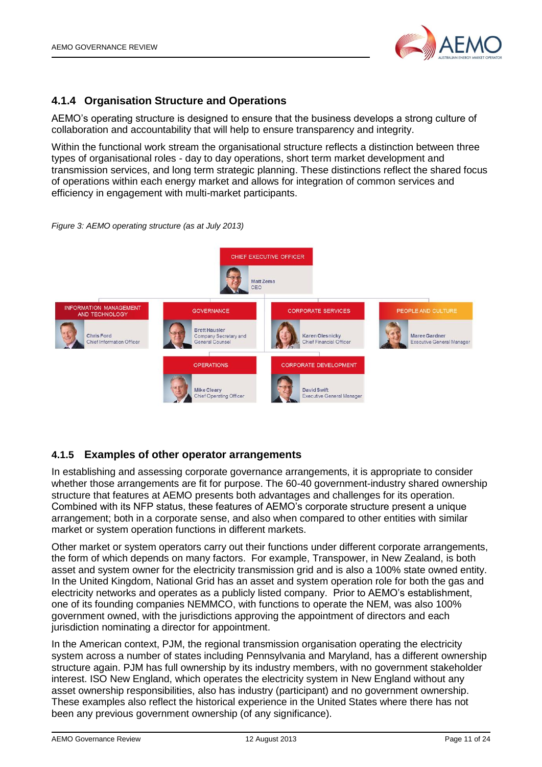### 4.1.4 Organisation Structure and Operations

AEMO's operating structure is designed to ensure that the business develops a strong culture of collaboration and accountability that will help to ensure transparency and integrity.

Within the functional work stream the organisational structure reflects a distinction between three types of organisational roles - day to day operations, short term market development and transmission services, and long term strategic planning. These distinctions reflect the shared focus of operations within each energy market and allows for integration of common services and efficiency in engagement with multi-market participants.

*Figure 3: AEMO operating structure (as at July 2013)*

CHIEF EXECUTIVE OFFICER
Matt Zema
CEO

INFORMATION MANAGEMENT AND TECHNOLOGY
Chris Ford
Chief Information Officer

GOVERNANCE
Brett Hausler
Company Secretary and General Counsel

CORPORATE SERVICES
Karen Olesnicky
Chief Financial Officer

PEOPLE AND CULTURE
Maree Gardner
Executive General Manager

OPERATIONS
Mike Cleary
Chief Operating Officer

CORPORATE DEVELOPMENT
David Swift
Executive General Manager

### 4.1.5 Examples of other operator arrangements

In establishing and assessing corporate governance arrangements, it is appropriate to consider whether those arrangements are fit for purpose. The 60-40 government-industry shared ownership structure that features at AEMO presents both advantages and challenges for its operation. Combined with its NFP status, these features of AEMO's corporate structure present a unique arrangement; both in a corporate sense, and also when compared to other entities with similar market or system operation functions in different markets.

Other market or system operators carry out their functions under different corporate arrangements, the form of which depends on many factors. For example, Transpower, in New Zealand, is both asset and system owner for the electricity transmission grid and is also a 100% state owned entity. In the United Kingdom, National Grid has an asset and system operation role for both the gas and electricity networks and operates as a publicly listed company. Prior to AEMO's establishment, one of its founding companies NEMMCO, with functions to operate the NEM, was also 100% government owned, with the jurisdictions approving the appointment of directors and each jurisdiction nominating a director for appointment.

In the American context, PJM, the regional transmission organisation operating the electricity system across a number of states including Pennsylvania and Maryland, has a different ownership structure again. PJM has full ownership by its industry members, with no government stakeholder interest. ISO New England, which operates the electricity system in New England without any asset ownership responsibilities, also has industry (participant) and no government ownership. These examples also reflect the historical experience in the United States where there has not been any previous government ownership (of any significance).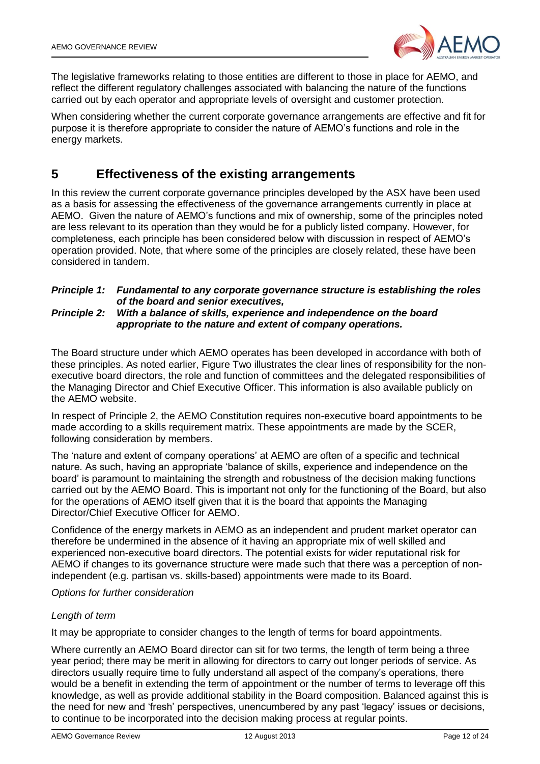The legislative frameworks relating to those entities are different to those in place for AEMO, and reflect the different regulatory challenges associated with balancing the nature of the functions carried out by each operator and appropriate levels of oversight and customer protection.

When considering whether the current corporate governance arrangements are effective and fit for purpose it is therefore appropriate to consider the nature of AEMO's functions and role in the energy markets.

# 5 Effectiveness of the existing arrangements

In this review the current corporate governance principles developed by the ASX have been used as a basis for assessing the effectiveness of the governance arrangements currently in place at AEMO. Given the nature of AEMO's functions and mix of ownership, some of the principles noted are less relevant to its operation than they would be for a publicly listed company. However, for completeness, each principle has been considered below with discussion in respect of AEMO's operation provided. Note, that where some of the principles are closely related, these have been considered in tandem.

***Principle 1: Fundamental to any corporate governance structure is establishing the roles of the board and senior executives,***

***Principle 2: With a balance of skills, experience and independence on the board appropriate to the nature and extent of company operations.***

The Board structure under which AEMO operates has been developed in accordance with both of these principles. As noted earlier, Figure Two illustrates the clear lines of responsibility for the non-executive board directors, the role and function of committees and the delegated responsibilities of the Managing Director and Chief Executive Officer. This information is also available publicly on the AEMO website.

In respect of Principle 2, the AEMO Constitution requires non-executive board appointments to be made according to a skills requirement matrix. These appointments are made by the SCER, following consideration by members.

The 'nature and extent of company operations' at AEMO are often of a specific and technical nature. As such, having an appropriate 'balance of skills, experience and independence on the board' is paramount to maintaining the strength and robustness of the decision making functions carried out by the AEMO Board. This is important not only for the functioning of the Board, but also for the operations of AEMO itself given that it is the board that appoints the Managing Director/Chief Executive Officer for AEMO.

Confidence of the energy markets in AEMO as an independent and prudent market operator can therefore be undermined in the absence of it having an appropriate mix of well skilled and experienced non-executive board directors. The potential exists for wider reputational risk for AEMO if changes to its governance structure were made such that there was a perception of non-independent (e.g. partisan vs. skills-based) appointments were made to its Board.

*Options for further consideration*

*Length of term*

It may be appropriate to consider changes to the length of terms for board appointments.

Where currently an AEMO Board director can sit for two terms, the length of term being a three year period; there may be merit in allowing for directors to carry out longer periods of service. As directors usually require time to fully understand all aspect of the company's operations, there would be a benefit in extending the term of appointment or the number of terms to leverage off this knowledge, as well as provide additional stability in the Board composition. Balanced against this is the need for new and 'fresh' perspectives, unencumbered by any past 'legacy' issues or decisions, to continue to be incorporated into the decision making process at regular points.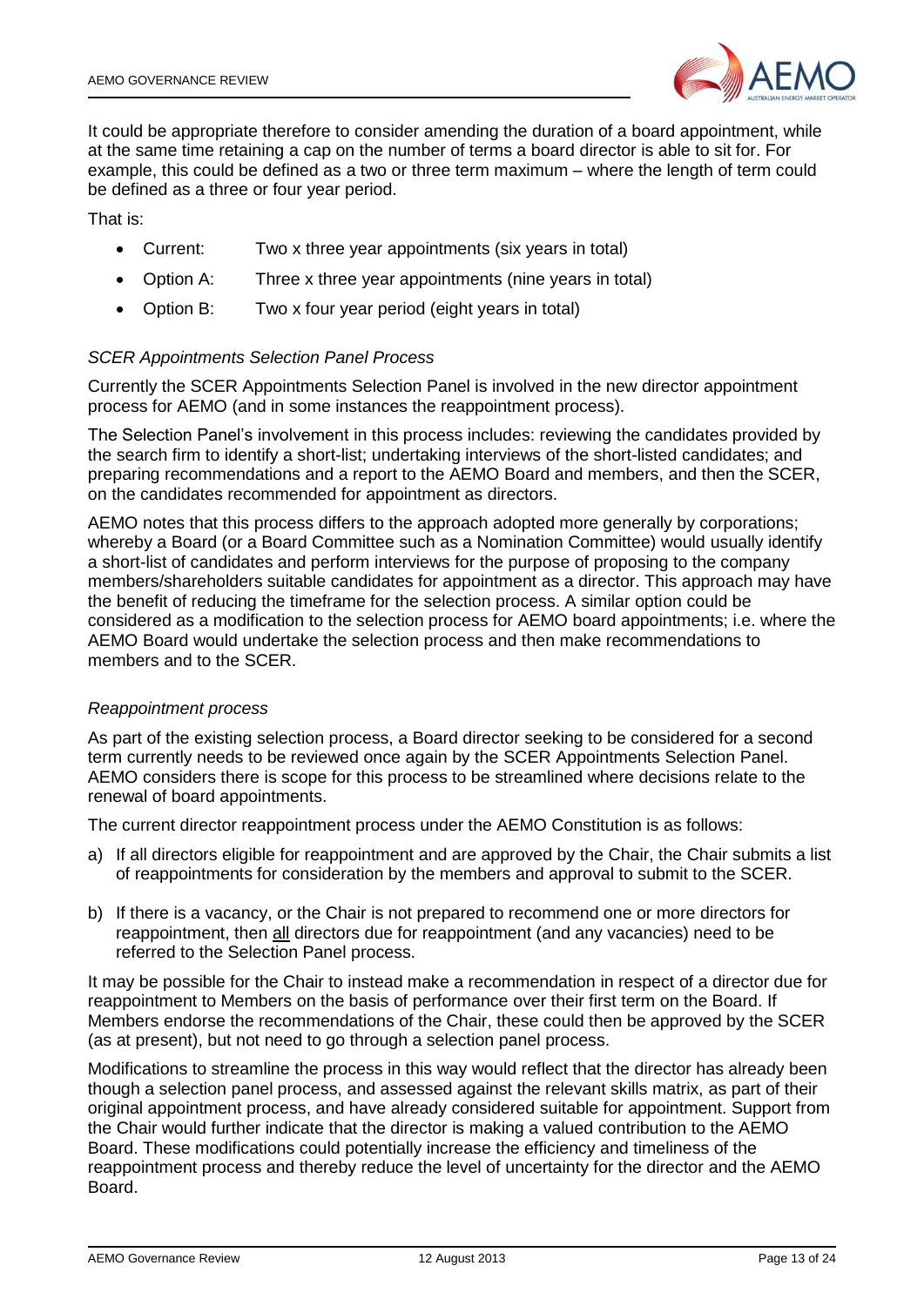It could be appropriate therefore to consider amending the duration of a board appointment, while at the same time retaining a cap on the number of terms a board director is able to sit for. For example, this could be defined as a two or three term maximum – where the length of term could be defined as a three or four year period.

That is:

- Current: Two x three year appointments (six years in total)
- Option A: Three x three year appointments (nine years in total)
- Option B: Two x four year period (eight years in total)

*SCER Appointments Selection Panel Process*

Currently the SCER Appointments Selection Panel is involved in the new director appointment process for AEMO (and in some instances the reappointment process).

The Selection Panel's involvement in this process includes: reviewing the candidates provided by the search firm to identify a short-list; undertaking interviews of the short-listed candidates; and preparing recommendations and a report to the AEMO Board and members, and then the SCER, on the candidates recommended for appointment as directors.

AEMO notes that this process differs to the approach adopted more generally by corporations; whereby a Board (or a Board Committee such as a Nomination Committee) would usually identify a short-list of candidates and perform interviews for the purpose of proposing to the company members/shareholders suitable candidates for appointment as a director. This approach may have the benefit of reducing the timeframe for the selection process. A similar option could be considered as a modification to the selection process for AEMO board appointments; i.e. where the AEMO Board would undertake the selection process and then make recommendations to members and to the SCER.

*Reappointment process*

As part of the existing selection process, a Board director seeking to be considered for a second term currently needs to be reviewed once again by the SCER Appointments Selection Panel. AEMO considers there is scope for this process to be streamlined where decisions relate to the renewal of board appointments.

The current director reappointment process under the AEMO Constitution is as follows:

a) If all directors eligible for reappointment and are approved by the Chair, the Chair submits a list of reappointments for consideration by the members and approval to submit to the SCER.

b) If there is a vacancy, or the Chair is not prepared to recommend one or more directors for reappointment, then <u>all</u> directors due for reappointment (and any vacancies) need to be referred to the Selection Panel process.

It may be possible for the Chair to instead make a recommendation in respect of a director due for reappointment to Members on the basis of performance over their first term on the Board. If Members endorse the recommendations of the Chair, these could then be approved by the SCER (as at present), but not need to go through a selection panel process.

Modifications to streamline the process in this way would reflect that the director has already been though a selection panel process, and assessed against the relevant skills matrix, as part of their original appointment process, and have already considered suitable for appointment. Support from the Chair would further indicate that the director is making a valued contribution to the AEMO Board. These modifications could potentially increase the efficiency and timeliness of the reappointment process and thereby reduce the level of uncertainty for the director and the AEMO Board.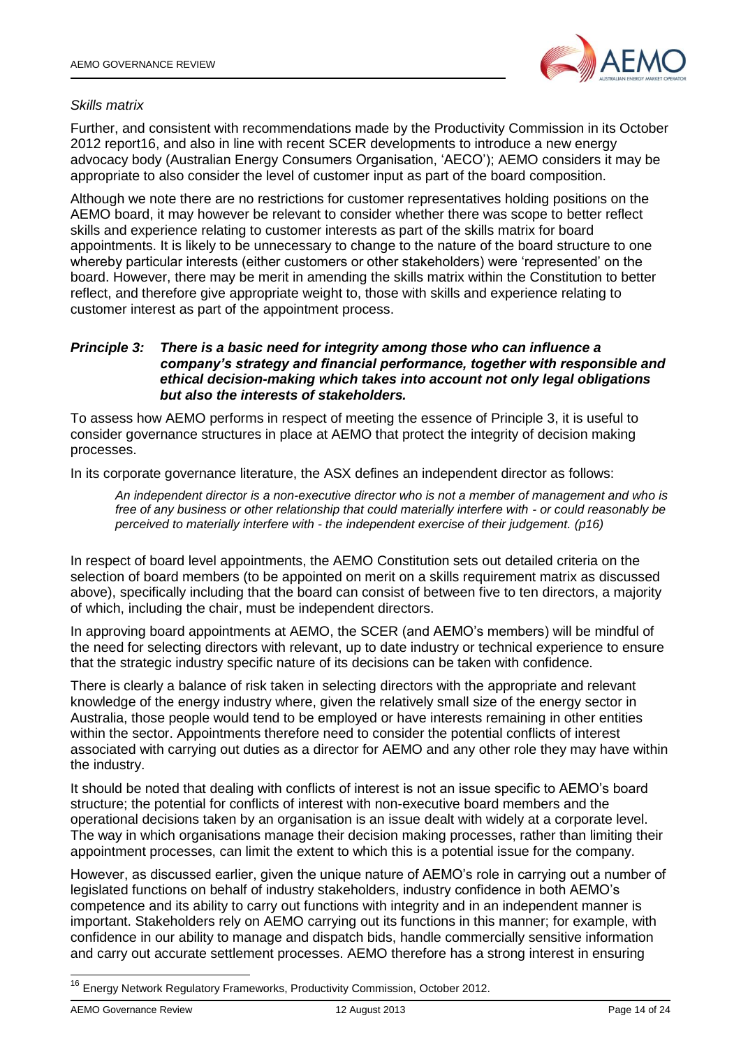*Skills matrix*

Further, and consistent with recommendations made by the Productivity Commission in its October 2012 report[16], and also in line with recent SCER developments to introduce a new energy advocacy body (Australian Energy Consumers Organisation, 'AECO'); AEMO considers it may be appropriate to also consider the level of customer input as part of the board composition.

Although we note there are no restrictions for customer representatives holding positions on the AEMO board, it may however be relevant to consider whether there was scope to better reflect skills and experience relating to customer interests as part of the skills matrix for board appointments. It is likely to be unnecessary to change to the nature of the board structure to one whereby particular interests (either customers or other stakeholders) were 'represented' on the board. However, there may be merit in amending the skills matrix within the Constitution to better reflect, and therefore give appropriate weight to, those with skills and experience relating to customer interest as part of the appointment process.

***Principle 3: There is a basic need for integrity among those who can influence a company's strategy and financial performance, together with responsible and ethical decision-making which takes into account not only legal obligations but also the interests of stakeholders.***

To assess how AEMO performs in respect of meeting the essence of Principle 3, it is useful to consider governance structures in place at AEMO that protect the integrity of decision making processes.

In its corporate governance literature, the ASX defines an independent director as follows:

> *An independent director is a non-executive director who is not a member of management and who is free of any business or other relationship that could materially interfere with - or could reasonably be perceived to materially interfere with - the independent exercise of their judgement. (p16)*

In respect of board level appointments, the AEMO Constitution sets out detailed criteria on the selection of board members (to be appointed on merit on a skills requirement matrix as discussed above), specifically including that the board can consist of between five to ten directors, a majority of which, including the chair, must be independent directors.

In approving board appointments at AEMO, the SCER (and AEMO's members) will be mindful of the need for selecting directors with relevant, up to date industry or technical experience to ensure that the strategic industry specific nature of its decisions can be taken with confidence.

There is clearly a balance of risk taken in selecting directors with the appropriate and relevant knowledge of the energy industry where, given the relatively small size of the energy sector in Australia, those people would tend to be employed or have interests remaining in other entities within the sector. Appointments therefore need to consider the potential conflicts of interest associated with carrying out duties as a director for AEMO and any other role they may have within the industry.

It should be noted that dealing with conflicts of interest is not an issue specific to AEMO's board structure; the potential for conflicts of interest with non-executive board members and the operational decisions taken by an organisation is an issue dealt with widely at a corporate level. The way in which organisations manage their decision making processes, rather than limiting their appointment processes, can limit the extent to which this is a potential issue for the company.

However, as discussed earlier, given the unique nature of AEMO's role in carrying out a number of legislated functions on behalf of industry stakeholders, industry confidence in both AEMO's competence and its ability to carry out functions with integrity and in an independent manner is important. Stakeholders rely on AEMO carrying out its functions in this manner; for example, with confidence in our ability to manage and dispatch bids, handle commercially sensitive information and carry out accurate settlement processes. AEMO therefore has a strong interest in ensuring

[16] Energy Network Regulatory Frameworks, Productivity Commission, October 2012.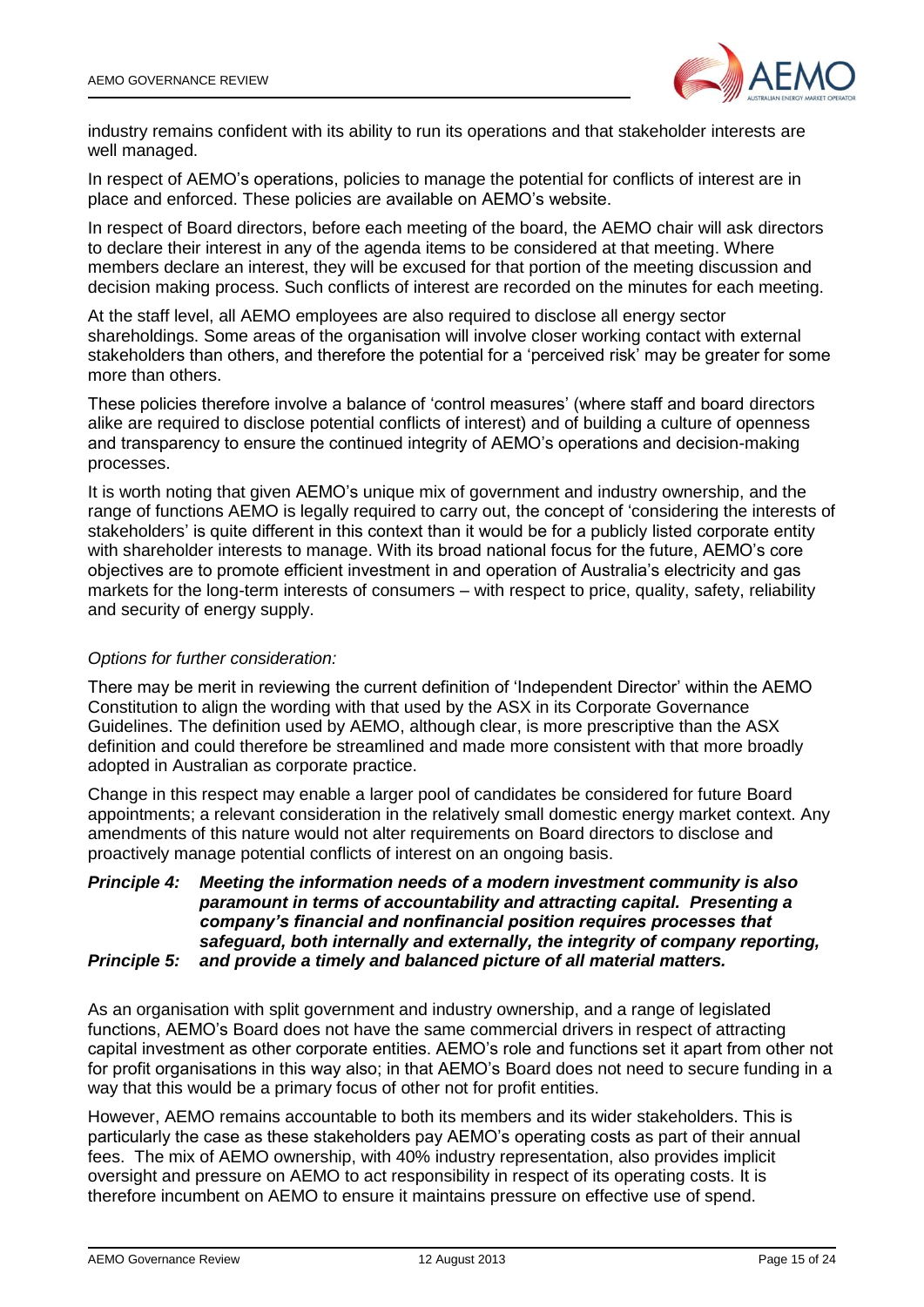industry remains confident with its ability to run its operations and that stakeholder interests are well managed.

In respect of AEMO's operations, policies to manage the potential for conflicts of interest are in place and enforced. These policies are available on AEMO's website.

In respect of Board directors, before each meeting of the board, the AEMO chair will ask directors to declare their interest in any of the agenda items to be considered at that meeting. Where members declare an interest, they will be excused for that portion of the meeting discussion and decision making process. Such conflicts of interest are recorded on the minutes for each meeting.

At the staff level, all AEMO employees are also required to disclose all energy sector shareholdings. Some areas of the organisation will involve closer working contact with external stakeholders than others, and therefore the potential for a 'perceived risk' may be greater for some more than others.

These policies therefore involve a balance of 'control measures' (where staff and board directors alike are required to disclose potential conflicts of interest) and of building a culture of openness and transparency to ensure the continued integrity of AEMO's operations and decision-making processes.

It is worth noting that given AEMO's unique mix of government and industry ownership, and the range of functions AEMO is legally required to carry out, the concept of 'considering the interests of stakeholders' is quite different in this context than it would be for a publicly listed corporate entity with shareholder interests to manage. With its broad national focus for the future, AEMO's core objectives are to promote efficient investment in and operation of Australia's electricity and gas markets for the long-term interests of consumers – with respect to price, quality, safety, reliability and security of energy supply.

*Options for further consideration:*

There may be merit in reviewing the current definition of 'Independent Director' within the AEMO Constitution to align the wording with that used by the ASX in its Corporate Governance Guidelines. The definition used by AEMO, although clear, is more prescriptive than the ASX definition and could therefore be streamlined and made more consistent with that more broadly adopted in Australian as corporate practice.

Change in this respect may enable a larger pool of candidates be considered for future Board appointments; a relevant consideration in the relatively small domestic energy market context. Any amendments of this nature would not alter requirements on Board directors to disclose and proactively manage potential conflicts of interest on an ongoing basis.

***Principle 4: Principle 5: Meeting the information needs of a modern investment community is also paramount in terms of accountability and attracting capital. Presenting a company's financial and nonfinancial position requires processes that safeguard, both internally and externally, the integrity of company reporting, and provide a timely and balanced picture of all material matters.***

As an organisation with split government and industry ownership, and a range of legislated functions, AEMO's Board does not have the same commercial drivers in respect of attracting capital investment as other corporate entities. AEMO's role and functions set it apart from other not for profit organisations in this way also; in that AEMO's Board does not need to secure funding in a way that this would be a primary focus of other not for profit entities.

However, AEMO remains accountable to both its members and its wider stakeholders. This is particularly the case as these stakeholders pay AEMO's operating costs as part of their annual fees. The mix of AEMO ownership, with 40% industry representation, also provides implicit oversight and pressure on AEMO to act responsibility in respect of its operating costs. It is therefore incumbent on AEMO to ensure it maintains pressure on effective use of spend.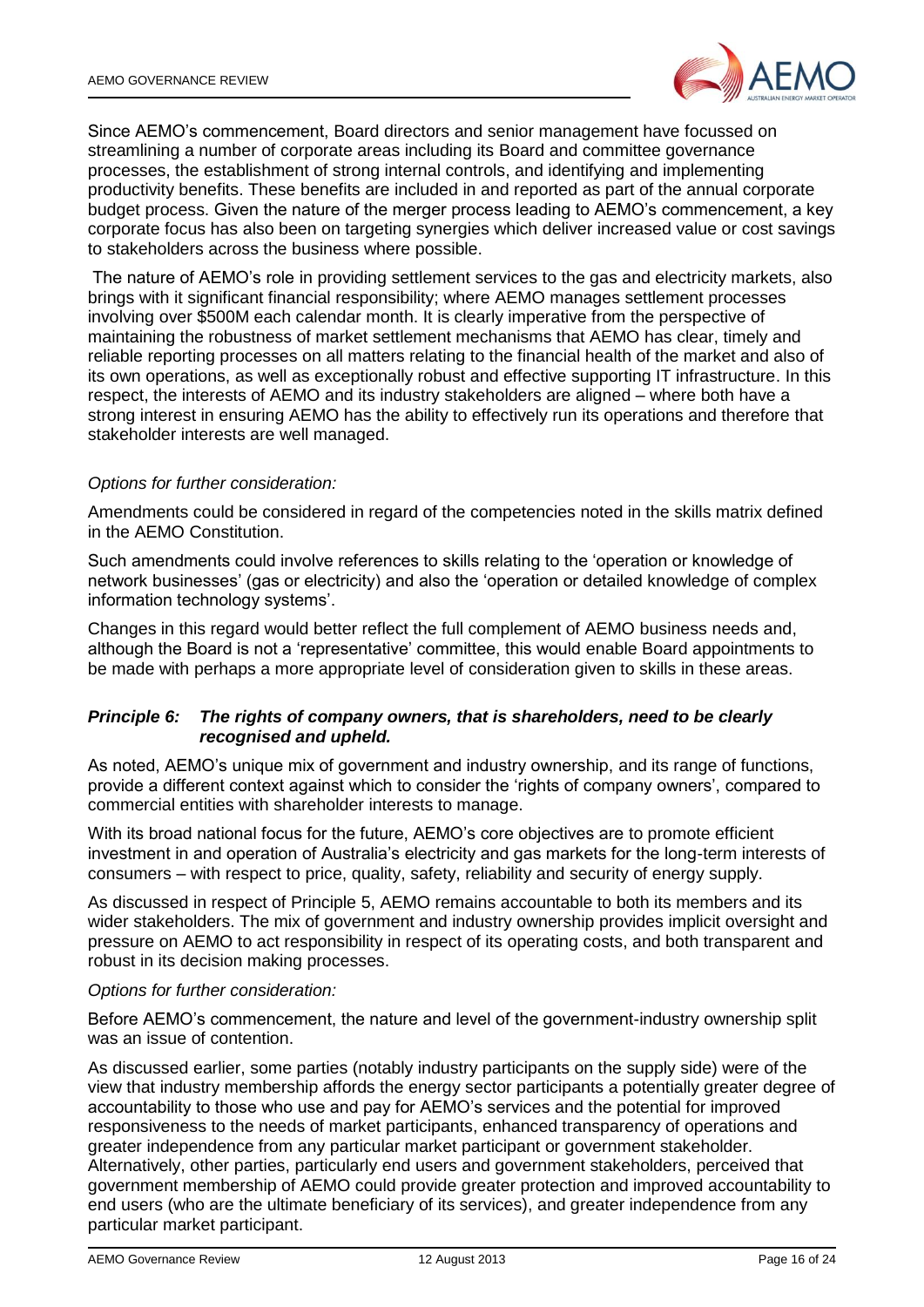Since AEMO's commencement, Board directors and senior management have focussed on streamlining a number of corporate areas including its Board and committee governance processes, the establishment of strong internal controls, and identifying and implementing productivity benefits. These benefits are included in and reported as part of the annual corporate budget process. Given the nature of the merger process leading to AEMO's commencement, a key corporate focus has also been on targeting synergies which deliver increased value or cost savings to stakeholders across the business where possible.

The nature of AEMO's role in providing settlement services to the gas and electricity markets, also brings with it significant financial responsibility; where AEMO manages settlement processes involving over $500M each calendar month. It is clearly imperative from the perspective of maintaining the robustness of market settlement mechanisms that AEMO has clear, timely and reliable reporting processes on all matters relating to the financial health of the market and also of its own operations, as well as exceptionally robust and effective supporting IT infrastructure. In this respect, the interests of AEMO and its industry stakeholders are aligned – where both have a strong interest in ensuring AEMO has the ability to effectively run its operations and therefore that stakeholder interests are well managed.

*Options for further consideration:*

Amendments could be considered in regard of the competencies noted in the skills matrix defined in the AEMO Constitution.

Such amendments could involve references to skills relating to the 'operation or knowledge of network businesses' (gas or electricity) and also the 'operation or detailed knowledge of complex information technology systems'.

Changes in this regard would better reflect the full complement of AEMO business needs and, although the Board is not a 'representative' committee, this would enable Board appointments to be made with perhaps a more appropriate level of consideration given to skills in these areas.

### *Principle 6: The rights of company owners, that is shareholders, need to be clearly recognised and upheld.*

As noted, AEMO's unique mix of government and industry ownership, and its range of functions, provide a different context against which to consider the 'rights of company owners', compared to commercial entities with shareholder interests to manage.

With its broad national focus for the future, AEMO's core objectives are to promote efficient investment in and operation of Australia's electricity and gas markets for the long-term interests of consumers – with respect to price, quality, safety, reliability and security of energy supply.

As discussed in respect of Principle 5, AEMO remains accountable to both its members and its wider stakeholders. The mix of government and industry ownership provides implicit oversight and pressure on AEMO to act responsibility in respect of its operating costs, and both transparent and robust in its decision making processes.

*Options for further consideration:*

Before AEMO's commencement, the nature and level of the government-industry ownership split was an issue of contention.

As discussed earlier, some parties (notably industry participants on the supply side) were of the view that industry membership affords the energy sector participants a potentially greater degree of accountability to those who use and pay for AEMO's services and the potential for improved responsiveness to the needs of market participants, enhanced transparency of operations and greater independence from any particular market participant or government stakeholder. Alternatively, other parties, particularly end users and government stakeholders, perceived that government membership of AEMO could provide greater protection and improved accountability to end users (who are the ultimate beneficiary of its services), and greater independence from any particular market participant.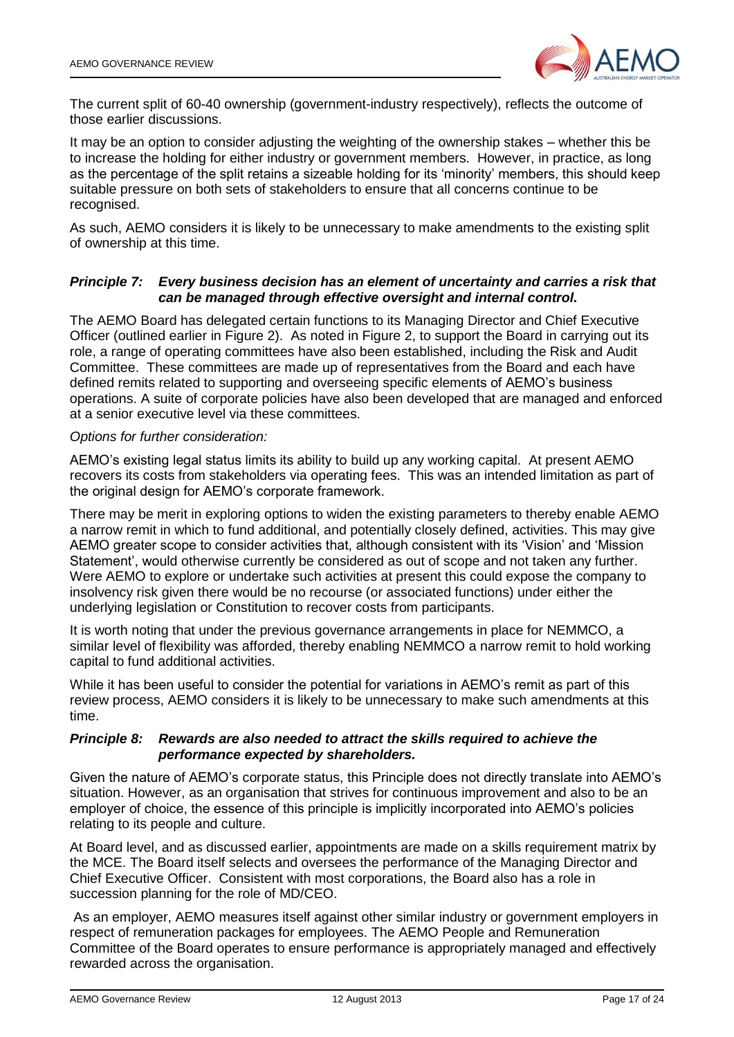The current split of 60-40 ownership (government-industry respectively), reflects the outcome of those earlier discussions.

It may be an option to consider adjusting the weighting of the ownership stakes – whether this be to increase the holding for either industry or government members. However, in practice, as long as the percentage of the split retains a sizeable holding for its 'minority' members, this should keep suitable pressure on both sets of stakeholders to ensure that all concerns continue to be recognised.

As such, AEMO considers it is likely to be unnecessary to make amendments to the existing split of ownership at this time.

***Principle 7: Every business decision has an element of uncertainty and carries a risk that can be managed through effective oversight and internal control.***

The AEMO Board has delegated certain functions to its Managing Director and Chief Executive Officer (outlined earlier in Figure 2). As noted in Figure 2, to support the Board in carrying out its role, a range of operating committees have also been established, including the Risk and Audit Committee. These committees are made up of representatives from the Board and each have defined remits related to supporting and overseeing specific elements of AEMO's business operations. A suite of corporate policies have also been developed that are managed and enforced at a senior executive level via these committees.

*Options for further consideration:*

AEMO's existing legal status limits its ability to build up any working capital. At present AEMO recovers its costs from stakeholders via operating fees. This was an intended limitation as part of the original design for AEMO's corporate framework.

There may be merit in exploring options to widen the existing parameters to thereby enable AEMO a narrow remit in which to fund additional, and potentially closely defined, activities. This may give AEMO greater scope to consider activities that, although consistent with its 'Vision' and 'Mission Statement', would otherwise currently be considered as out of scope and not taken any further. Were AEMO to explore or undertake such activities at present this could expose the company to insolvency risk given there would be no recourse (or associated functions) under either the underlying legislation or Constitution to recover costs from participants.

It is worth noting that under the previous governance arrangements in place for NEMMCO, a similar level of flexibility was afforded, thereby enabling NEMMCO a narrow remit to hold working capital to fund additional activities.

While it has been useful to consider the potential for variations in AEMO's remit as part of this review process, AEMO considers it is likely to be unnecessary to make such amendments at this time.

***Principle 8: Rewards are also needed to attract the skills required to achieve the performance expected by shareholders.***

Given the nature of AEMO's corporate status, this Principle does not directly translate into AEMO's situation. However, as an organisation that strives for continuous improvement and also to be an employer of choice, the essence of this principle is implicitly incorporated into AEMO's policies relating to its people and culture.

At Board level, and as discussed earlier, appointments are made on a skills requirement matrix by the MCE. The Board itself selects and oversees the performance of the Managing Director and Chief Executive Officer. Consistent with most corporations, the Board also has a role in succession planning for the role of MD/CEO.

As an employer, AEMO measures itself against other similar industry or government employers in respect of remuneration packages for employees. The AEMO People and Remuneration Committee of the Board operates to ensure performance is appropriately managed and effectively rewarded across the organisation.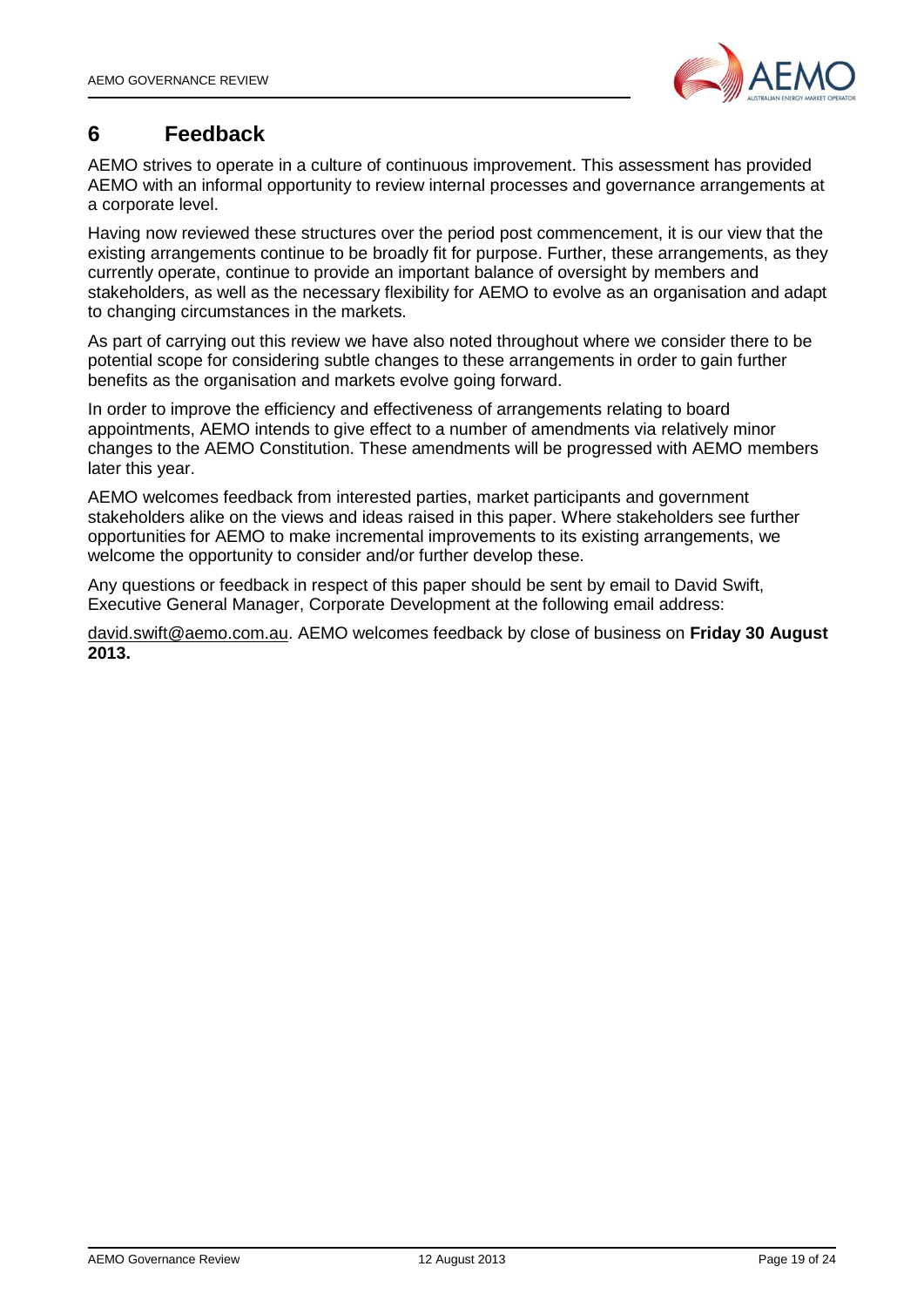## 6 Feedback

AEMO strives to operate in a culture of continuous improvement. This assessment has provided AEMO with an informal opportunity to review internal processes and governance arrangements at a corporate level.

Having now reviewed these structures over the period post commencement, it is our view that the existing arrangements continue to be broadly fit for purpose. Further, these arrangements, as they currently operate, continue to provide an important balance of oversight by members and stakeholders, as well as the necessary flexibility for AEMO to evolve as an organisation and adapt to changing circumstances in the markets.

As part of carrying out this review we have also noted throughout where we consider there to be potential scope for considering subtle changes to these arrangements in order to gain further benefits as the organisation and markets evolve going forward.

In order to improve the efficiency and effectiveness of arrangements relating to board appointments, AEMO intends to give effect to a number of amendments via relatively minor changes to the AEMO Constitution. These amendments will be progressed with AEMO members later this year.

AEMO welcomes feedback from interested parties, market participants and government stakeholders alike on the views and ideas raised in this paper. Where stakeholders see further opportunities for AEMO to make incremental improvements to its existing arrangements, we welcome the opportunity to consider and/or further develop these.

Any questions or feedback in respect of this paper should be sent by email to David Swift, Executive General Manager, Corporate Development at the following email address:

david.swift@aemo.com.au. AEMO welcomes feedback by close of business on **Friday 30 August 2013.**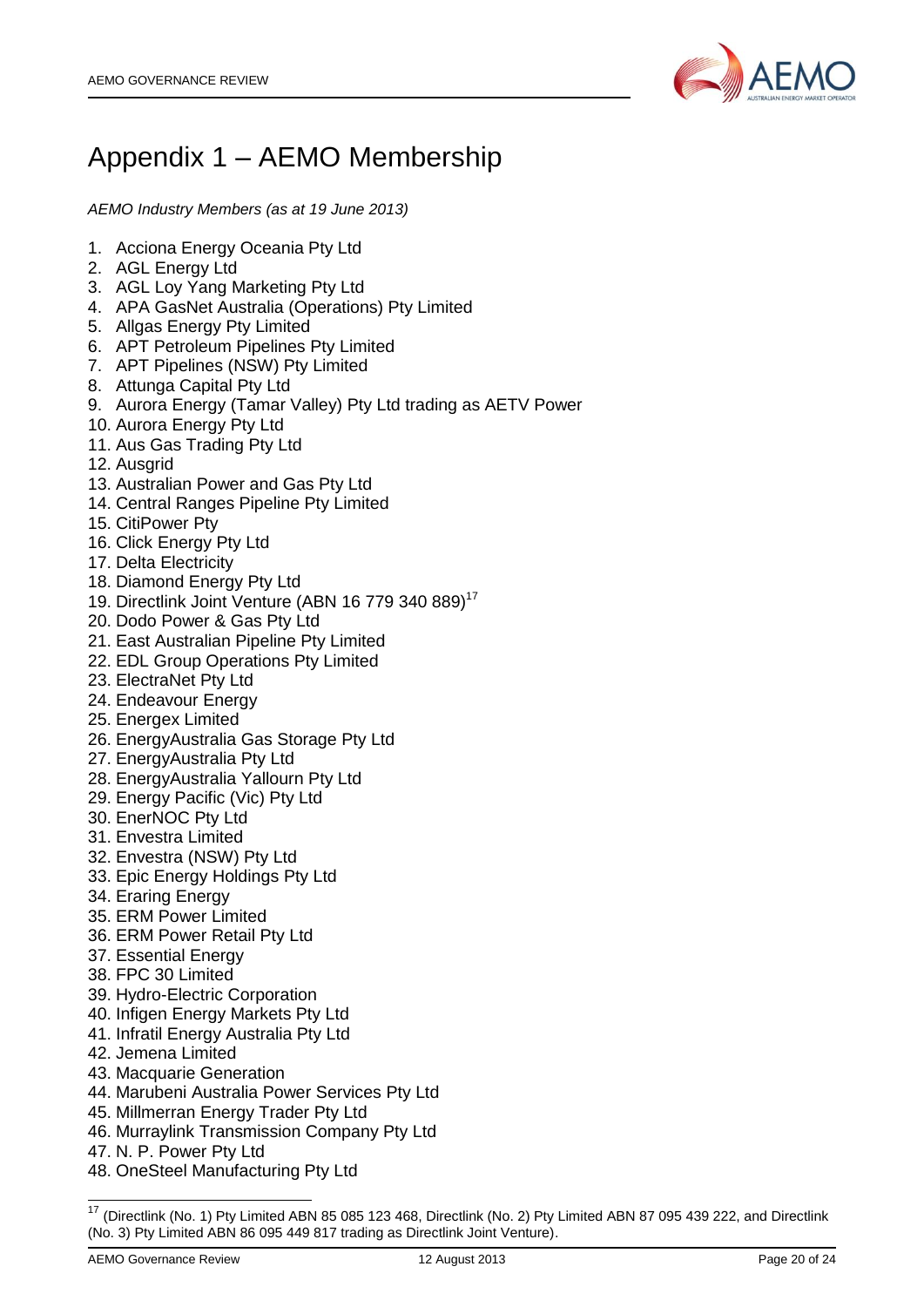# Appendix 1 – AEMO Membership

*AEMO Industry Members (as at 19 June 2013)*

1. Acciona Energy Oceania Pty Ltd
2. AGL Energy Ltd
3. AGL Loy Yang Marketing Pty Ltd
4. APA GasNet Australia (Operations) Pty Limited
5. Allgas Energy Pty Limited
6. APT Petroleum Pipelines Pty Limited
7. APT Pipelines (NSW) Pty Limited
8. Attunga Capital Pty Ltd
9. Aurora Energy (Tamar Valley) Pty Ltd trading as AETV Power
10. Aurora Energy Pty Ltd
11. Aus Gas Trading Pty Ltd
12. Ausgrid
13. Australian Power and Gas Pty Ltd
14. Central Ranges Pipeline Pty Limited
15. CitiPower Pty
16. Click Energy Pty Ltd
17. Delta Electricity
18. Diamond Energy Pty Ltd
19. Directlink Joint Venture (ABN 16 779 340 889)[17]
20. Dodo Power & Gas Pty Ltd
21. East Australian Pipeline Pty Limited
22. EDL Group Operations Pty Limited
23. ElectraNet Pty Ltd
24. Endeavour Energy
25. Energex Limited
26. EnergyAustralia Gas Storage Pty Ltd
27. EnergyAustralia Pty Ltd
28. EnergyAustralia Yallourn Pty Ltd
29. Energy Pacific (Vic) Pty Ltd
30. EnerNOC Pty Ltd
31. Envestra Limited
32. Envestra (NSW) Pty Ltd
33. Epic Energy Holdings Pty Ltd
34. Eraring Energy
35. ERM Power Limited
36. ERM Power Retail Pty Ltd
37. Essential Energy
38. FPC 30 Limited
39. Hydro-Electric Corporation
40. Infigen Energy Markets Pty Ltd
41. Infratil Energy Australia Pty Ltd
42. Jemena Limited
43. Macquarie Generation
44. Marubeni Australia Power Services Pty Ltd
45. Millmerran Energy Trader Pty Ltd
46. Murraylink Transmission Company Pty Ltd
47. N. P. Power Pty Ltd
48. OneSteel Manufacturing Pty Ltd

[17] (Directlink (No. 1) Pty Limited ABN 85 085 123 468, Directlink (No. 2) Pty Limited ABN 87 095 439 222, and Directlink (No. 3) Pty Limited ABN 86 095 449 817 trading as Directlink Joint Venture).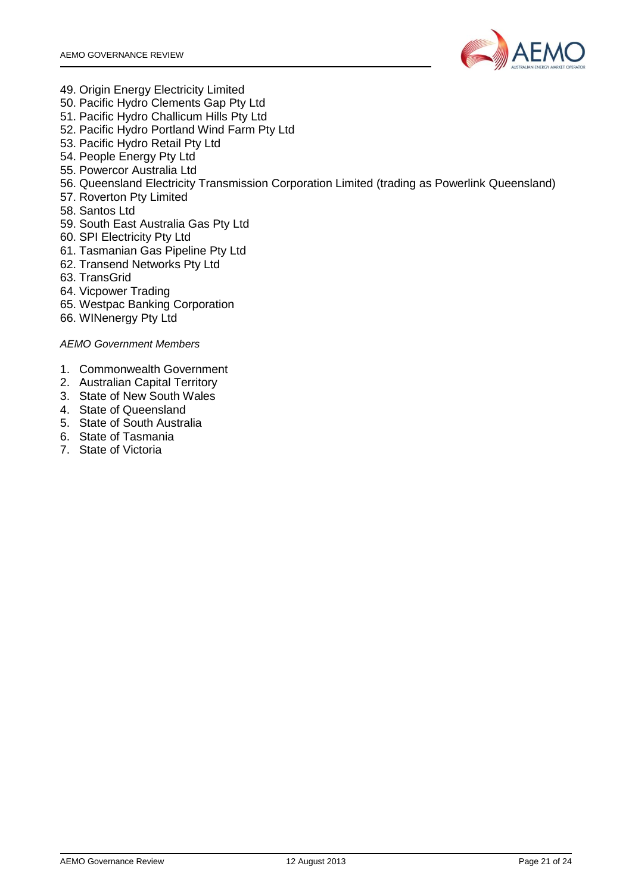49. Origin Energy Electricity Limited
50. Pacific Hydro Clements Gap Pty Ltd
51. Pacific Hydro Challicum Hills Pty Ltd
52. Pacific Hydro Portland Wind Farm Pty Ltd
53. Pacific Hydro Retail Pty Ltd
54. People Energy Pty Ltd
55. Powercor Australia Ltd
56. Queensland Electricity Transmission Corporation Limited (trading as Powerlink Queensland)
57. Roverton Pty Limited
58. Santos Ltd
59. South East Australia Gas Pty Ltd
60. SPI Electricity Pty Ltd
61. Tasmanian Gas Pipeline Pty Ltd
62. Transend Networks Pty Ltd
63. TransGrid
64. Vicpower Trading
65. Westpac Banking Corporation
66. WINenergy Pty Ltd

*AEMO Government Members*

1. Commonwealth Government
2. Australian Capital Territory
3. State of New South Wales
4. State of Queensland
5. State of South Australia
6. State of Tasmania
7. State of Victoria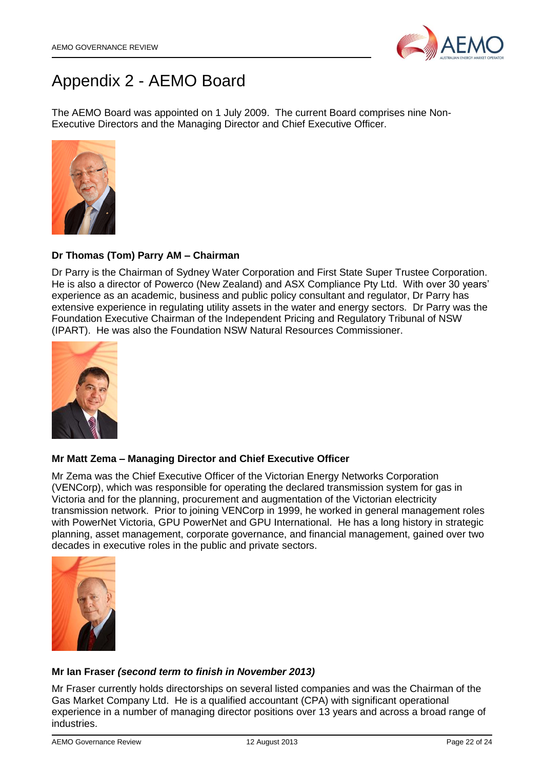# Appendix 2 - AEMO Board

The AEMO Board was appointed on 1 July 2009. The current Board comprises nine Non-Executive Directors and the Managing Director and Chief Executive Officer.

**Dr Thomas (Tom) Parry AM – Chairman**

Dr Parry is the Chairman of Sydney Water Corporation and First State Super Trustee Corporation. He is also a director of Powerco (New Zealand) and ASX Compliance Pty Ltd. With over 30 years' experience as an academic, business and public policy consultant and regulator, Dr Parry has extensive experience in regulating utility assets in the water and energy sectors. Dr Parry was the Foundation Executive Chairman of the Independent Pricing and Regulatory Tribunal of NSW (IPART). He was also the Foundation NSW Natural Resources Commissioner.

**Mr Matt Zema – Managing Director and Chief Executive Officer**

Mr Zema was the Chief Executive Officer of the Victorian Energy Networks Corporation (VENCorp), which was responsible for operating the declared transmission system for gas in Victoria and for the planning, procurement and augmentation of the Victorian electricity transmission network. Prior to joining VENCorp in 1999, he worked in general management roles with PowerNet Victoria, GPU PowerNet and GPU International. He has a long history in strategic planning, asset management, corporate governance, and financial management, gained over two decades in executive roles in the public and private sectors.

**Mr Ian Fraser *(second term to finish in November 2013)***

Mr Fraser currently holds directorships on several listed companies and was the Chairman of the Gas Market Company Ltd. He is a qualified accountant (CPA) with significant operational experience in a number of managing director positions over 13 years and across a broad range of industries.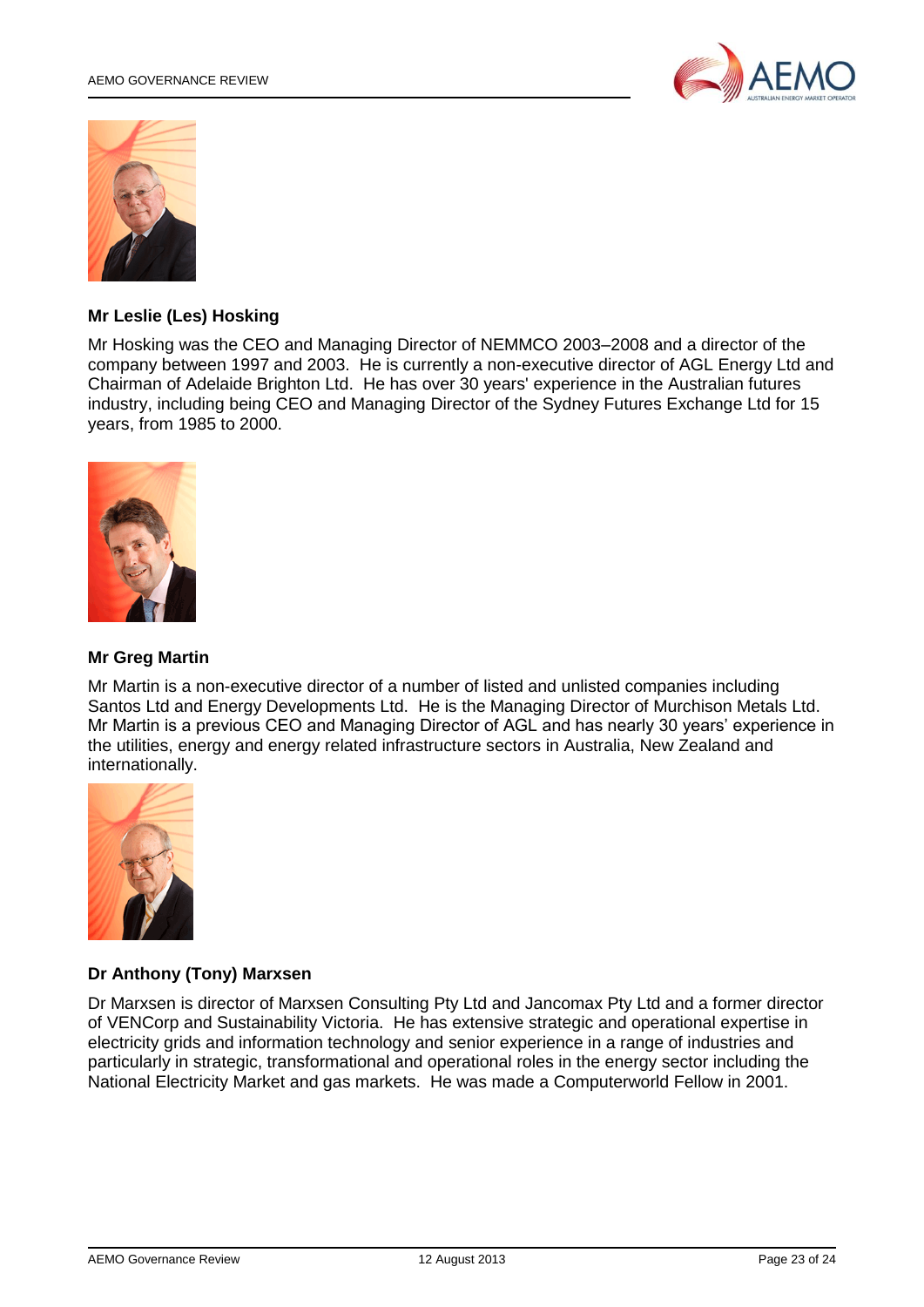**Mr Leslie (Les) Hosking**

Mr Hosking was the CEO and Managing Director of NEMMCO 2003–2008 and a director of the company between 1997 and 2003. He is currently a non-executive director of AGL Energy Ltd and Chairman of Adelaide Brighton Ltd. He has over 30 years' experience in the Australian futures industry, including being CEO and Managing Director of the Sydney Futures Exchange Ltd for 15 years, from 1985 to 2000.

**Mr Greg Martin**

Mr Martin is a non-executive director of a number of listed and unlisted companies including Santos Ltd and Energy Developments Ltd. He is the Managing Director of Murchison Metals Ltd. Mr Martin is a previous CEO and Managing Director of AGL and has nearly 30 years' experience in the utilities, energy and energy related infrastructure sectors in Australia, New Zealand and internationally.

**Dr Anthony (Tony) Marxsen**

Dr Marxsen is director of Marxsen Consulting Pty Ltd and Jancomax Pty Ltd and a former director of VENCorp and Sustainability Victoria. He has extensive strategic and operational expertise in electricity grids and information technology and senior experience in a range of industries and particularly in strategic, transformational and operational roles in the energy sector including the National Electricity Market and gas markets. He was made a Computerworld Fellow in 2001.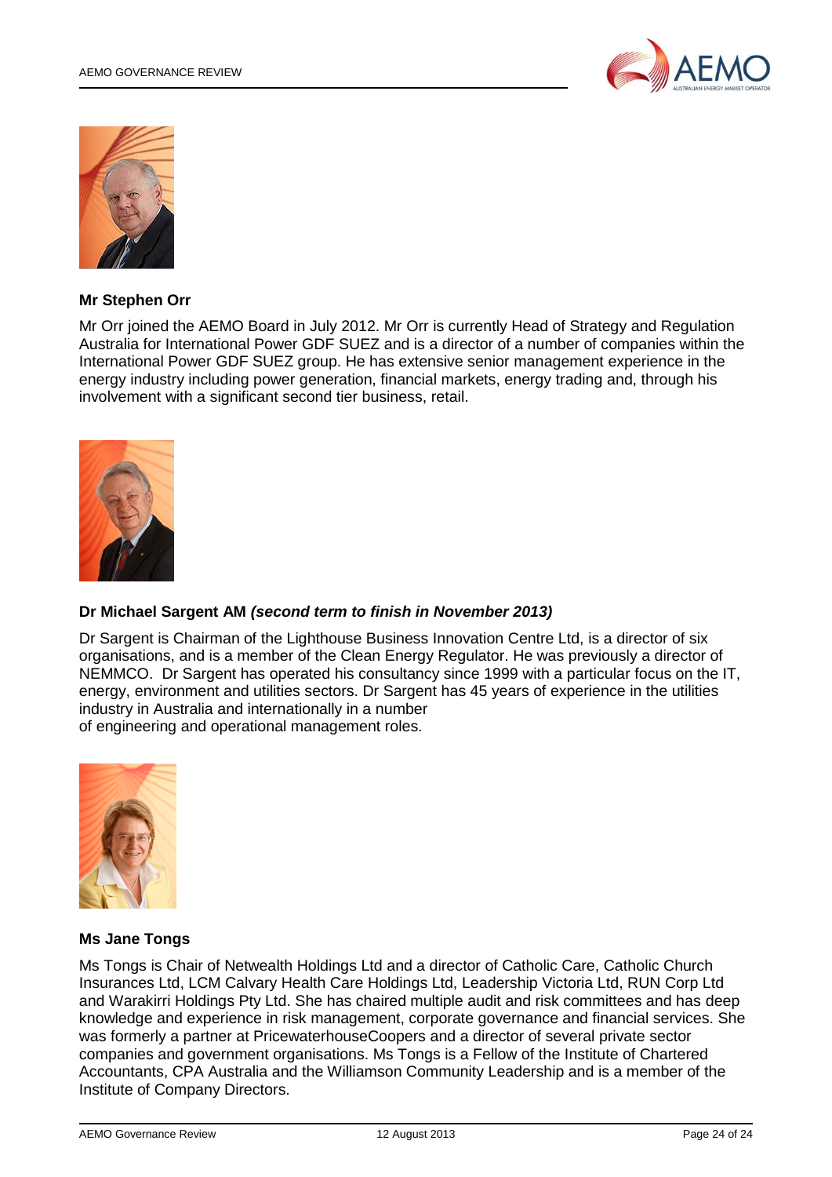**Mr Stephen Orr**

Mr Orr joined the AEMO Board in July 2012. Mr Orr is currently Head of Strategy and Regulation Australia for International Power GDF SUEZ and is a director of a number of companies within the International Power GDF SUEZ group. He has extensive senior management experience in the energy industry including power generation, financial markets, energy trading and, through his involvement with a significant second tier business, retail.

**Dr Michael Sargent AM *(second term to finish in November 2013)***

Dr Sargent is Chairman of the Lighthouse Business Innovation Centre Ltd, is a director of six organisations, and is a member of the Clean Energy Regulator. He was previously a director of NEMMCO. Dr Sargent has operated his consultancy since 1999 with a particular focus on the IT, energy, environment and utilities sectors. Dr Sargent has 45 years of experience in the utilities industry in Australia and internationally in a number of engineering and operational management roles.

**Ms Jane Tongs**

Ms Tongs is Chair of Netwealth Holdings Ltd and a director of Catholic Care, Catholic Church Insurances Ltd, LCM Calvary Health Care Holdings Ltd, Leadership Victoria Ltd, RUN Corp Ltd and Warakirri Holdings Pty Ltd. She has chaired multiple audit and risk committees and has deep knowledge and experience in risk management, corporate governance and financial services. She was formerly a partner at PricewaterhouseCoopers and a director of several private sector companies and government organisations. Ms Tongs is a Fellow of the Institute of Chartered Accountants, CPA Australia and the Williamson Community Leadership and is a member of the Institute of Company Directors.